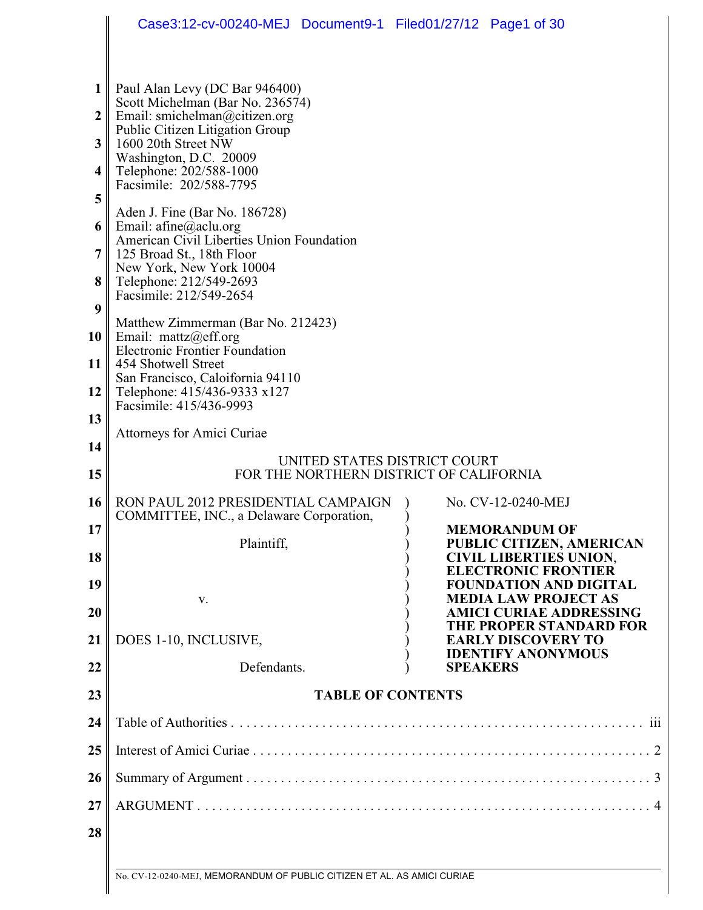Paul Alan Levy (DC Bar 946400)
Scott Michelman (Bar No. 236574)
Email: smichelman@citizen.org
Public Citizen Litigation Group
1600 20th Street NW
Washington, D.C. 20009
Telephone: 202/588-1000
Facsimile: 202/588-7795

Aden J. Fine (Bar No. 186728)
Email: afine@aclu.org
American Civil Liberties Union Foundation
125 Broad St., 18th Floor
New York, New York 10004
Telephone: 212/549-2693
Facsimile: 212/549-2654

Matthew Zimmerman (Bar No. 212423)
Email: mattz@eff.org
Electronic Frontier Foundation
454 Shotwell Street
San Francisco, Caloifornia 94110
Telephone: 415/436-9333 x127
Facsimile: 415/436-9993

Attorneys for Amici Curiae

UNITED STATES DISTRICT COURT
FOR THE NORTHERN DISTRICT OF CALIFORNIA

| | |
|---|---|
| RON PAUL 2012 PRESIDENTIAL CAMPAIGN COMMITTEE, INC., a Delaware Corporation,<br><br>Plaintiff,<br><br>v.<br><br>DOES 1-10, INCLUSIVE,<br><br>Defendants. | No. CV-12-0240-MEJ<br><br>**MEMORANDUM OF PUBLIC CITIZEN, AMERICAN CIVIL LIBERTIES UNION, ELECTRONIC FRONTIER FOUNDATION AND DIGITAL MEDIA LAW PROJECT AS AMICI CURIAE ADDRESSING THE PROPER STANDARD FOR EARLY DISCOVERY TO IDENTIFY ANONYMOUS SPEAKERS** |

**TABLE OF CONTENTS**

Table of Authorities . . . . . . . . . . . . . . . . . . . . . . . . . . . . . . . . . . . . . . . . . . . . . . . . . . . . . . . . iii

Interest of Amici Curiae . . . . . . . . . . . . . . . . . . . . . . . . . . . . . . . . . . . . . . . . . . . . . . . . . . . . . . 2

Summary of Argument . . . . . . . . . . . . . . . . . . . . . . . . . . . . . . . . . . . . . . . . . . . . . . . . . . . . . . . 3

ARGUMENT . . . . . . . . . . . . . . . . . . . . . . . . . . . . . . . . . . . . . . . . . . . . . . . . . . . . . . . . . . . . . . 4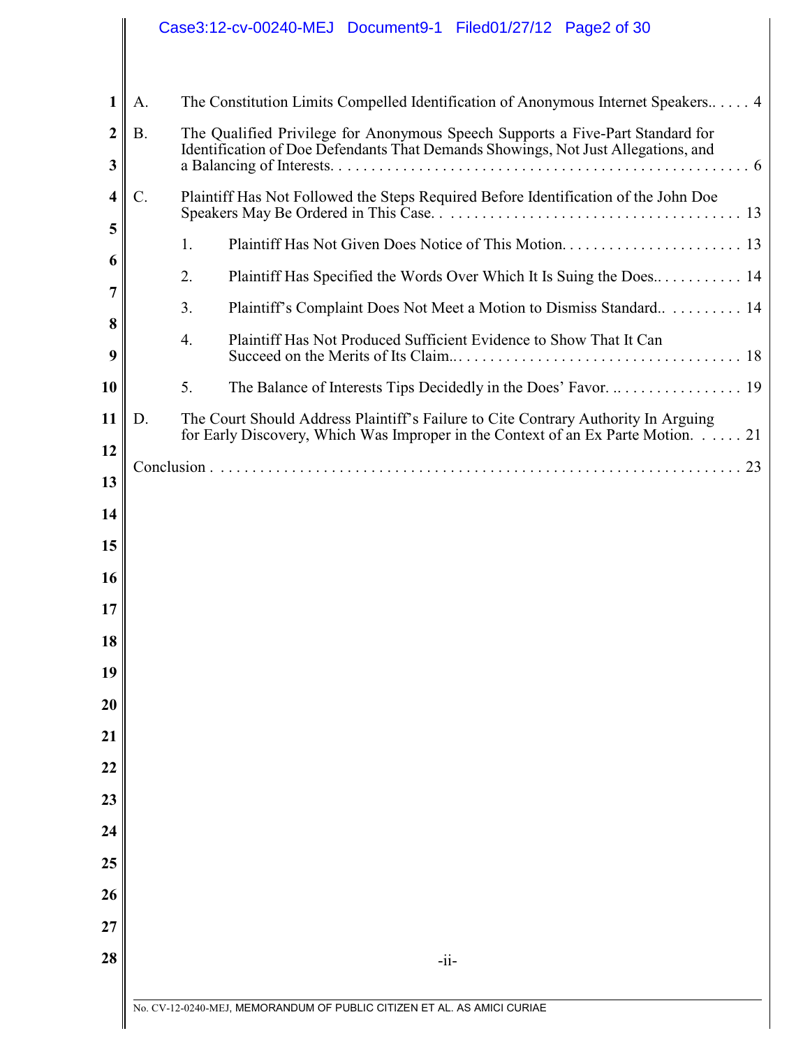A. The Constitution Limits Compelled Identification of Anonymous Internet Speakers.. . . . . 4

B. The Qualified Privilege for Anonymous Speech Supports a Five-Part Standard for Identification of Doe Defendants That Demands Showings, Not Just Allegations, and a Balancing of Interests. . . . . . . . . . . . . . . . . . . . . . . . . . . . . . . . . . . . . . . . . . . . . . . . . . . . 6

C. Plaintiff Has Not Followed the Steps Required Before Identification of the John Doe Speakers May Be Ordered in This Case. . . . . . . . . . . . . . . . . . . . . . . . . . . . . . . . . . . . . . . 13

   1. Plaintiff Has Not Given Does Notice of This Motion. . . . . . . . . . . . . . . . . . . . . . . 13

   2. Plaintiff Has Specified the Words Over Which It Is Suing the Does.. . . . . . . . . . . 14

   3. Plaintiff's Complaint Does Not Meet a Motion to Dismiss Standard.. . . . . . . . . . 14

   4. Plaintiff Has Not Produced Sufficient Evidence to Show That It Can Succeed on the Merits of Its Claim.. . . . . . . . . . . . . . . . . . . . . . . . . . . . . . . . . . . . 18

   5. The Balance of Interests Tips Decidedly in the Does' Favor. .. . . . . . . . . . . . . . . . 19

D. The Court Should Address Plaintiff's Failure to Cite Contrary Authority In Arguing for Early Discovery, Which Was Improper in the Context of an Ex Parte Motion. . . . . . 21

Conclusion . . . . . . . . . . . . . . . . . . . . . . . . . . . . . . . . . . . . . . . . . . . . . . . . . . . . . . . . . . . . . . 23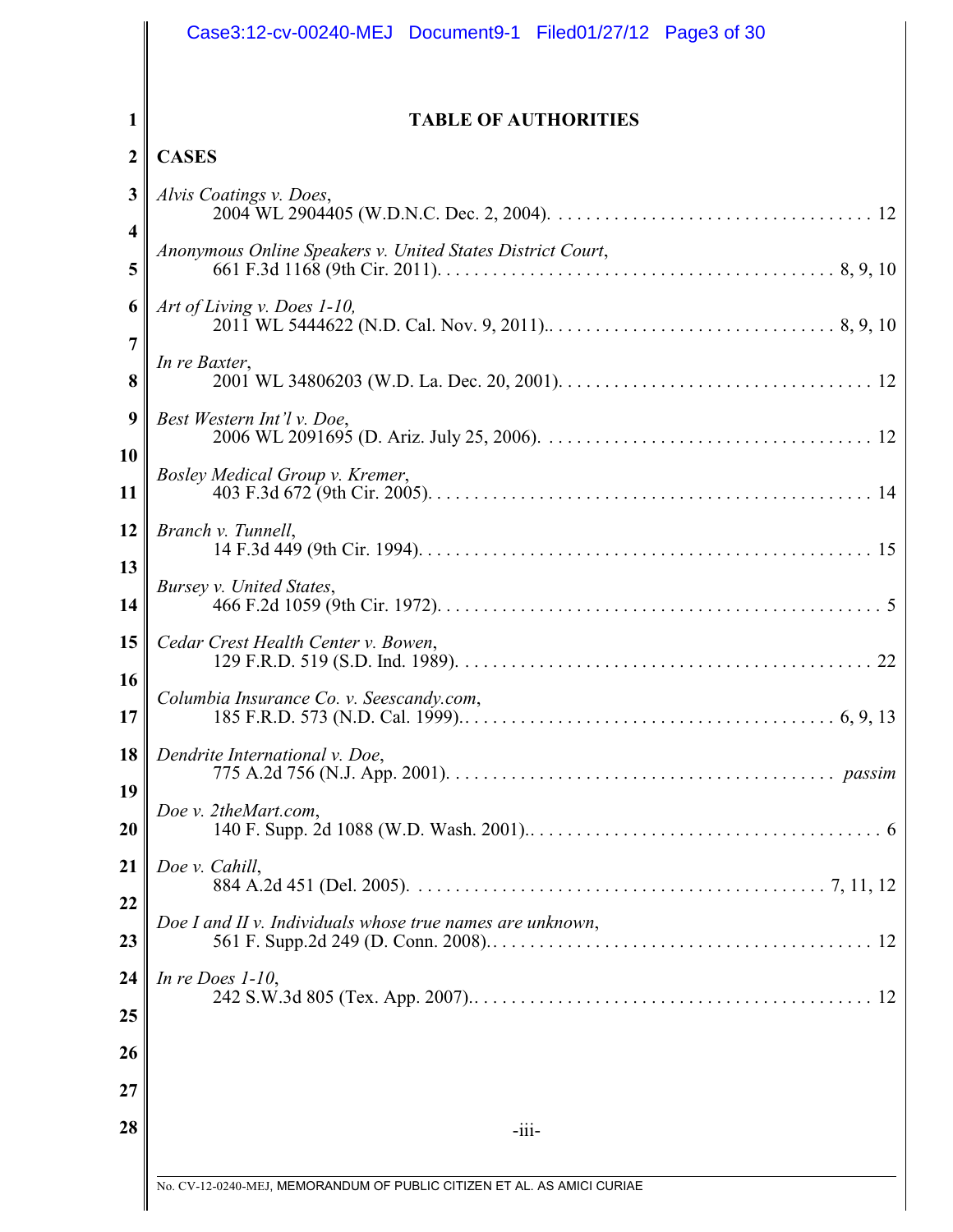# TABLE OF AUTHORITIES

## CASES

*Alvis Coatings v. Does*,
2004 WL 2904405 (W.D.N.C. Dec. 2, 2004). . . . . . . . . . . . . . . . . . . . . . . . . . . . . . . . . . . 12

*Anonymous Online Speakers v. United States District Court*,
661 F.3d 1168 (9th Cir. 2011). . . . . . . . . . . . . . . . . . . . . . . . . . . . . . . . . . . . . . . . . . 8, 9, 10

*Art of Living v. Does 1-10,*
2011 WL 5444622 (N.D. Cal. Nov. 9, 2011).. . . . . . . . . . . . . . . . . . . . . . . . . . . . . . . 8, 9, 10

*In re Baxter*,
2001 WL 34806203 (W.D. La. Dec. 20, 2001). . . . . . . . . . . . . . . . . . . . . . . . . . . . . . . . . . 12

*Best Western Int'l v. Doe*,
2006 WL 2091695 (D. Ariz. July 25, 2006). . . . . . . . . . . . . . . . . . . . . . . . . . . . . . . . . . . . 12

*Bosley Medical Group v. Kremer*,
403 F.3d 672 (9th Cir. 2005). . . . . . . . . . . . . . . . . . . . . . . . . . . . . . . . . . . . . . . . . . . . . . . 14

*Branch v. Tunnell*,
14 F.3d 449 (9th Cir. 1994). . . . . . . . . . . . . . . . . . . . . . . . . . . . . . . . . . . . . . . . . . . . . . . . 15

*Bursey v. United States*,
466 F.2d 1059 (9th Cir. 1972). . . . . . . . . . . . . . . . . . . . . . . . . . . . . . . . . . . . . . . . . . . . . . . 5

*Cedar Crest Health Center v. Bowen*,
129 F.R.D. 519 (S.D. Ind. 1989). . . . . . . . . . . . . . . . . . . . . . . . . . . . . . . . . . . . . . . . . . . . 22

*Columbia Insurance Co. v. Seescandy.com*,
185 F.R.D. 573 (N.D. Cal. 1999).. . . . . . . . . . . . . . . . . . . . . . . . . . . . . . . . . . . . . . . . 6, 9, 13

*Dendrite International v. Doe*,
775 A.2d 756 (N.J. App. 2001). . . . . . . . . . . . . . . . . . . . . . . . . . . . . . . . . . . . . . . . . . *passim*

*Doe v. 2theMart.com*,
140 F. Supp. 2d 1088 (W.D. Wash. 2001).. . . . . . . . . . . . . . . . . . . . . . . . . . . . . . . . . . . . . . 6

*Doe v. Cahill*,
884 A.2d 451 (Del. 2005). . . . . . . . . . . . . . . . . . . . . . . . . . . . . . . . . . . . . . . . . . . . . 7, 11, 12

*Doe I and II v. Individuals whose true names are unknown*,
561 F. Supp.2d 249 (D. Conn. 2008). . . . . . . . . . . . . . . . . . . . . . . . . . . . . . . . . . . . . . . . . 12

*In re Does 1-10*,
242 S.W.3d 805 (Tex. App. 2007).. . . . . . . . . . . . . . . . . . . . . . . . . . . . . . . . . . . . . . . . . . . 12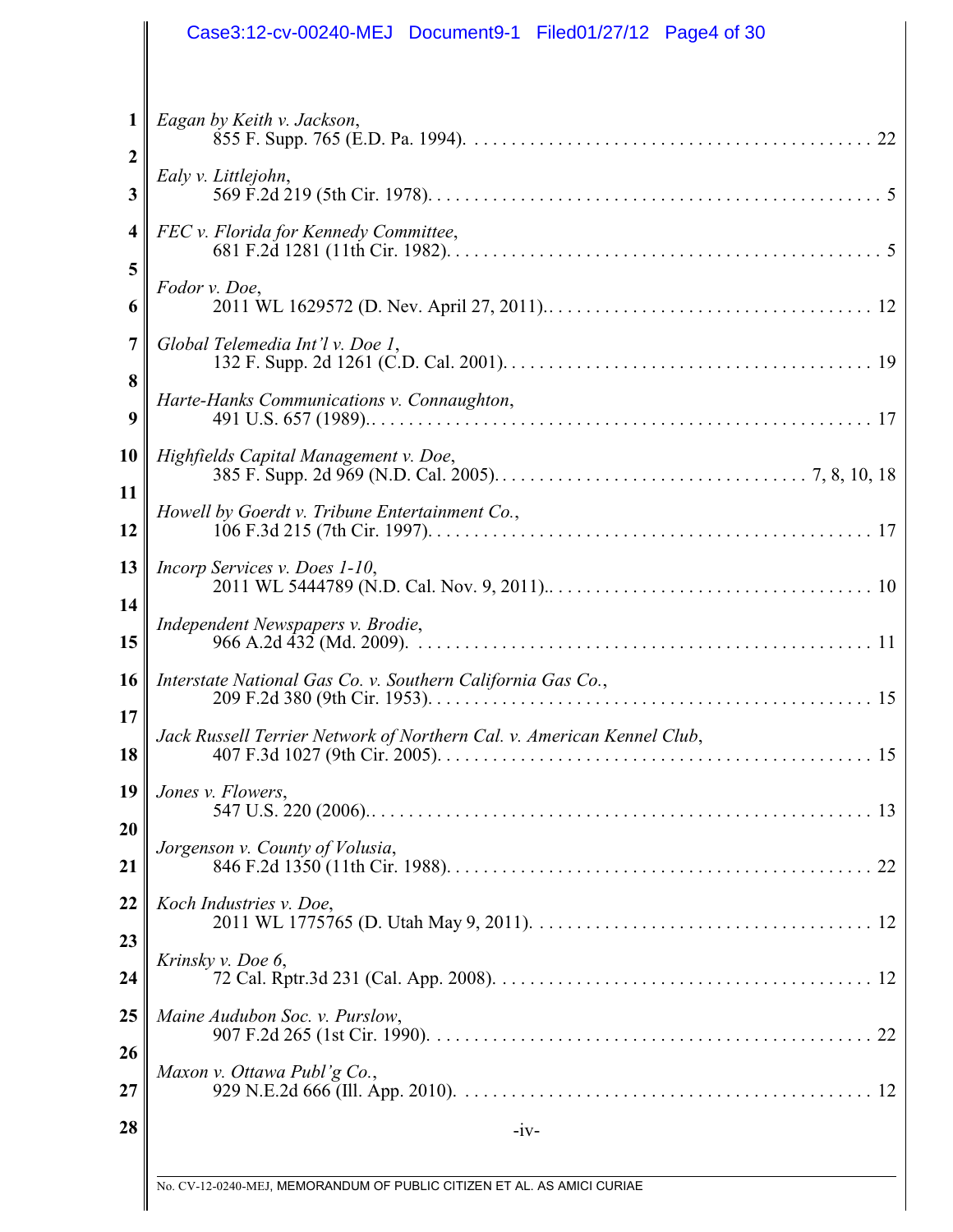*Eagan by Keith v. Jackson*,
855 F. Supp. 765 (E.D. Pa. 1994). . . . . . . . . . . . . . . . . . . . . . . . . . . . . . . . . . . . . . . . . . . . 22

*Ealy v. Littlejohn*,
569 F.2d 219 (5th Cir. 1978). . . . . . . . . . . . . . . . . . . . . . . . . . . . . . . . . . . . . . . . . . . . . . . . . . 5

*FEC v. Florida for Kennedy Committee*,
681 F.2d 1281 (11th Cir. 1982). . . . . . . . . . . . . . . . . . . . . . . . . . . . . . . . . . . . . . . . . . . . . . . . 5

*Fodor v. Doe*,
2011 WL 1629572 (D. Nev. April 27, 2011).. . . . . . . . . . . . . . . . . . . . . . . . . . . . . . . . . . . . 12

*Global Telemedia Int'l v. Doe 1*,
132 F. Supp. 2d 1261 (C.D. Cal. 2001). . . . . . . . . . . . . . . . . . . . . . . . . . . . . . . . . . . . . . . . 19

*Harte-Hanks Communications v. Connaughton*,
491 U.S. 657 (1989).. . . . . . . . . . . . . . . . . . . . . . . . . . . . . . . . . . . . . . . . . . . . . . . . . . . . . . 17

*Highfields Capital Management v. Doe*,
385 F. Supp. 2d 969 (N.D. Cal. 2005). . . . . . . . . . . . . . . . . . . . . . . . . . . . . . . . . . 7, 8, 10, 18

*Howell by Goerdt v. Tribune Entertainment Co.*,
106 F.3d 215 (7th Cir. 1997). . . . . . . . . . . . . . . . . . . . . . . . . . . . . . . . . . . . . . . . . . . . . . . . . 17

*Incorp Services v. Does 1-10*,
2011 WL 5444789 (N.D. Cal. Nov. 9, 2011).. . . . . . . . . . . . . . . . . . . . . . . . . . . . . . . . . . . 10

*Independent Newspapers v. Brodie*,
966 A.2d 432 (Md. 2009). . . . . . . . . . . . . . . . . . . . . . . . . . . . . . . . . . . . . . . . . . . . . . . . . . . 11

*Interstate National Gas Co. v. Southern California Gas Co.*,
209 F.2d 380 (9th Cir. 1953). . . . . . . . . . . . . . . . . . . . . . . . . . . . . . . . . . . . . . . . . . . . . . . . . 15

*Jack Russell Terrier Network of Northern Cal. v. American Kennel Club*,
407 F.3d 1027 (9th Cir. 2005). . . . . . . . . . . . . . . . . . . . . . . . . . . . . . . . . . . . . . . . . . . . . . . . 15

*Jones v. Flowers*,
547 U.S. 220 (2006).. . . . . . . . . . . . . . . . . . . . . . . . . . . . . . . . . . . . . . . . . . . . . . . . . . . . . . 13

*Jorgenson v. County of Volusia*,
846 F.2d 1350 (11th Cir. 1988). . . . . . . . . . . . . . . . . . . . . . . . . . . . . . . . . . . . . . . . . . . . . . . 22

*Koch Industries v. Doe*,
2011 WL 1775765 (D. Utah May 9, 2011). . . . . . . . . . . . . . . . . . . . . . . . . . . . . . . . . . . . . . 12

*Krinsky v. Doe 6*,
72 Cal. Rptr.3d 231 (Cal. App. 2008). . . . . . . . . . . . . . . . . . . . . . . . . . . . . . . . . . . . . . . . . . 12

*Maine Audubon Soc. v. Purslow*,
907 F.2d 265 (1st Cir. 1990). . . . . . . . . . . . . . . . . . . . . . . . . . . . . . . . . . . . . . . . . . . . . . . . . 22

*Maxon v. Ottawa Publ'g Co.*,
929 N.E.2d 666 (Ill. App. 2010). . . . . . . . . . . . . . . . . . . . . . . . . . . . . . . . . . . . . . . . . . . . . . 12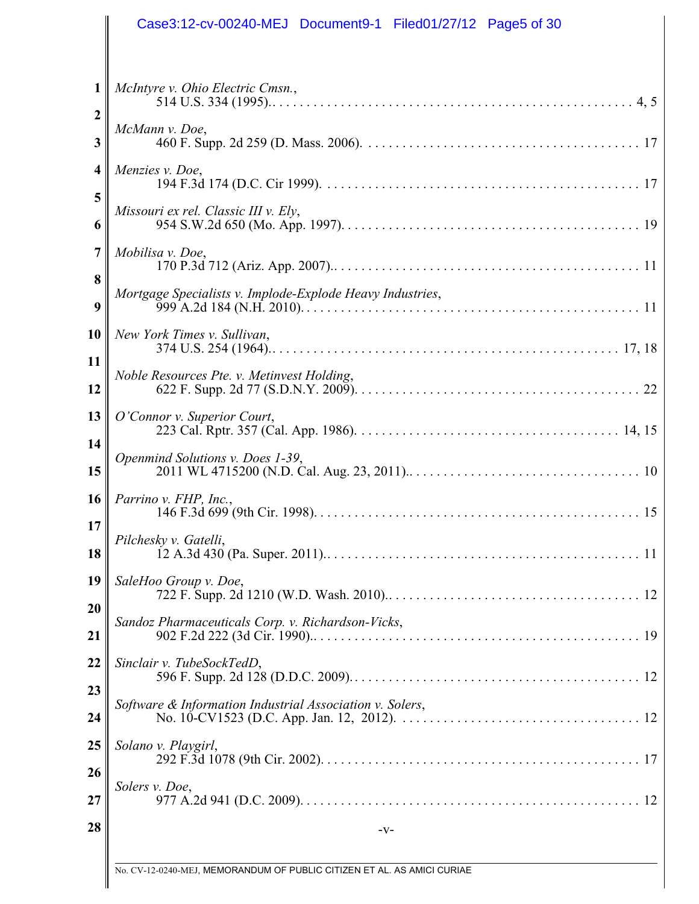*McIntyre v. Ohio Electric Cmsn.*,
514 U.S. 334 (1995).. . . . . . . . . . . . . . . . . . . . . . . . . . . . . . . . . . . . . . . . . . . . . . . . . . . . 4, 5

*McMann v. Doe*,
460 F. Supp. 2d 259 (D. Mass. 2006). . . . . . . . . . . . . . . . . . . . . . . . . . . . . . . . . . . . . . . . 17

*Menzies v. Doe*,
194 F.3d 174 (D.C. Cir 1999). . . . . . . . . . . . . . . . . . . . . . . . . . . . . . . . . . . . . . . . . . . . . . 17

*Missouri ex rel. Classic III v. Ely*,
954 S.W.2d 650 (Mo. App. 1997). . . . . . . . . . . . . . . . . . . . . . . . . . . . . . . . . . . . . . . . . . . 19

*Mobilisa v. Doe*,
170 P.3d 712 (Ariz. App. 2007).. . . . . . . . . . . . . . . . . . . . . . . . . . . . . . . . . . . . . . . . . . . . 11

*Mortgage Specialists v. Implode-Explode Heavy Industries*,
999 A.2d 184 (N.H. 2010). . . . . . . . . . . . . . . . . . . . . . . . . . . . . . . . . . . . . . . . . . . . . . . . . 11

*New York Times v. Sullivan*,
374 U.S. 254 (1964).. . . . . . . . . . . . . . . . . . . . . . . . . . . . . . . . . . . . . . . . . . . . . . . . . . 17, 18

*Noble Resources Pte. v. Metinvest Holding*,
622 F. Supp. 2d 77 (S.D.N.Y. 2009). . . . . . . . . . . . . . . . . . . . . . . . . . . . . . . . . . . . . . . . . 22

*O'Connor v. Superior Court*,
223 Cal. Rptr. 357 (Cal. App. 1986). . . . . . . . . . . . . . . . . . . . . . . . . . . . . . . . . . . . . . 14, 15

*Openmind Solutions v. Does 1-39*,
2011 WL 4715200 (N.D. Cal. Aug. 23, 2011).. . . . . . . . . . . . . . . . . . . . . . . . . . . . . . . . . 10

*Parrino v. FHP, Inc.*,
146 F.3d 699 (9th Cir. 1998). . . . . . . . . . . . . . . . . . . . . . . . . . . . . . . . . . . . . . . . . . . . . . . 15

*Pilchesky v. Gatelli*,
12 A.3d 430 (Pa. Super. 2011).. . . . . . . . . . . . . . . . . . . . . . . . . . . . . . . . . . . . . . . . . . . . . 11

*SaleHoo Group v. Doe*,
722 F. Supp. 2d 1210 (W.D. Wash. 2010).. . . . . . . . . . . . . . . . . . . . . . . . . . . . . . . . . . . . 12

*Sandoz Pharmaceuticals Corp. v. Richardson-Vicks*,
902 F.2d 222 (3d Cir. 1990).. . . . . . . . . . . . . . . . . . . . . . . . . . . . . . . . . . . . . . . . . . . . . . . 19

*Sinclair v. TubeSockTedD*,
596 F. Supp. 2d 128 (D.D.C. 2009). . . . . . . . . . . . . . . . . . . . . . . . . . . . . . . . . . . . . . . . . . 12

*Software & Information Industrial Association v. Solers*,
No. 10-CV1523 (D.C. App. Jan. 12, 2012). . . . . . . . . . . . . . . . . . . . . . . . . . . . . . . . . . . . 12

*Solano v. Playgirl*,
292 F.3d 1078 (9th Cir. 2002). . . . . . . . . . . . . . . . . . . . . . . . . . . . . . . . . . . . . . . . . . . . . . 17

*Solers v. Doe*,
977 A.2d 941 (D.C. 2009). . . . . . . . . . . . . . . . . . . . . . . . . . . . . . . . . . . . . . . . . . . . . . . . . 12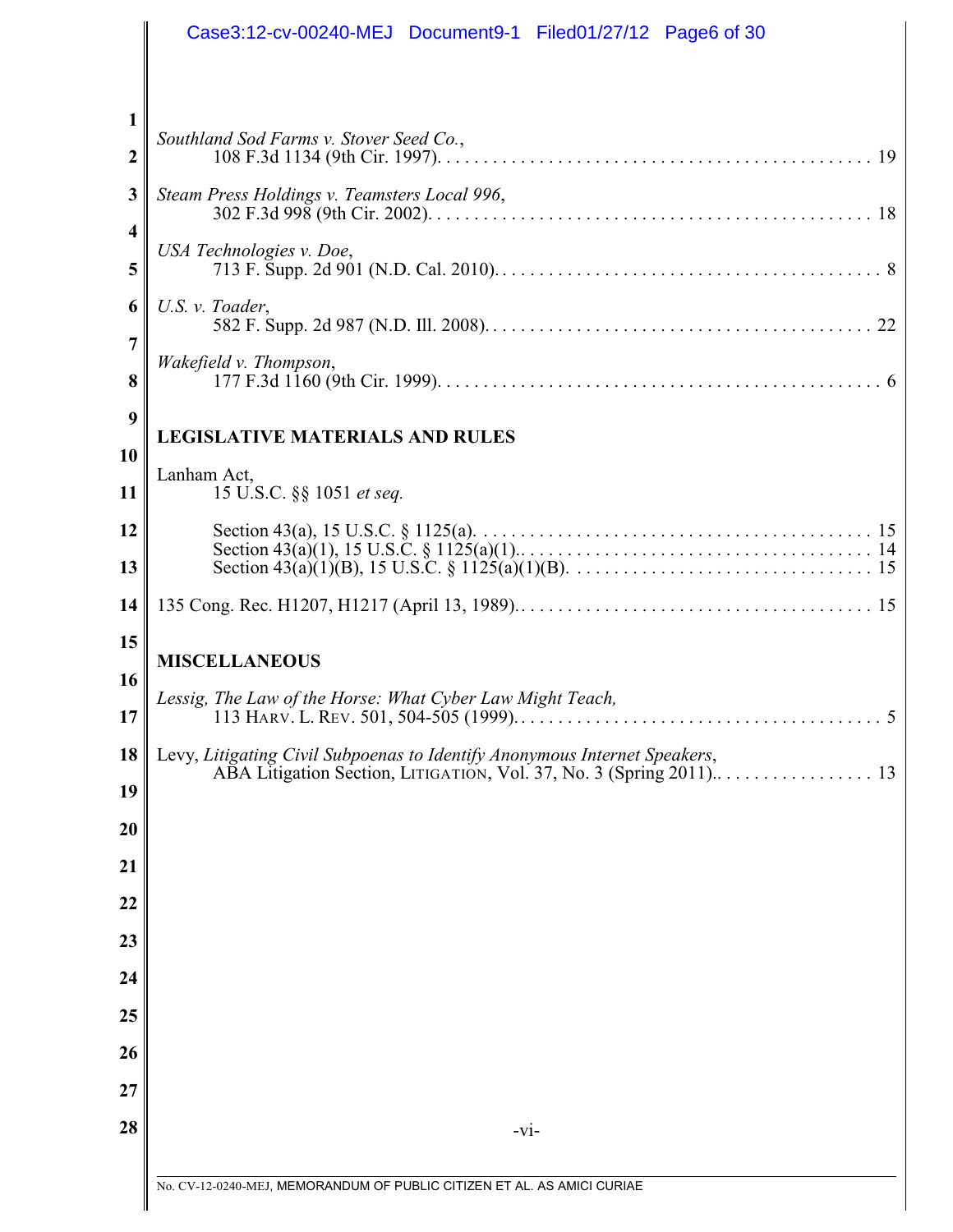*Southland Sod Farms v. Stover Seed Co.*,
108 F.3d 1134 (9th Cir. 1997). . . . . . . . . . . . . . . . . . . . . . . . . . . . . . . . . . . . . . . . . . . . . . . 19

*Steam Press Holdings v. Teamsters Local 996*,
302 F.3d 998 (9th Cir. 2002). . . . . . . . . . . . . . . . . . . . . . . . . . . . . . . . . . . . . . . . . . . . . . . . 18

*USA Technologies v. Doe*,
713 F. Supp. 2d 901 (N.D. Cal. 2010). . . . . . . . . . . . . . . . . . . . . . . . . . . . . . . . . . . . . . . . . . 8

*U.S. v. Toader*,
582 F. Supp. 2d 987 (N.D. Ill. 2008). . . . . . . . . . . . . . . . . . . . . . . . . . . . . . . . . . . . . . . . . . 22

*Wakefield v. Thompson*,
177 F.3d 1160 (9th Cir. 1999). . . . . . . . . . . . . . . . . . . . . . . . . . . . . . . . . . . . . . . . . . . . . . . . 6

**LEGISLATIVE MATERIALS AND RULES**

Lanham Act,
15 U.S.C. §§ 1051 *et seq.*

Section 43(a), 15 U.S.C. § 1125(a). . . . . . . . . . . . . . . . . . . . . . . . . . . . . . . . . . . . . . . . . . . 15
Section 43(a)(1), 15 U.S.C. § 1125(a)(1).. . . . . . . . . . . . . . . . . . . . . . . . . . . . . . . . . . . . . . 14
Section 43(a)(1)(B), 15 U.S.C. § 1125(a)(1)(B). . . . . . . . . . . . . . . . . . . . . . . . . . . . . . . . . 15

135 Cong. Rec. H1207, H1217 (April 13, 1989).. . . . . . . . . . . . . . . . . . . . . . . . . . . . . . . . . . . . . . 15

**MISCELLANEOUS**

Lessig, *The Law of the Horse: What Cyber Law Might Teach,*
113 HARV. L. REV. 501, 504-505 (1999). . . . . . . . . . . . . . . . . . . . . . . . . . . . . . . . . . . . . . . . 5

Levy, *Litigating Civil Subpoenas to Identify Anonymous Internet Speakers*,
ABA Litigation Section, LITIGATION, Vol. 37, No. 3 (Spring 2011).. . . . . . . . . . . . . . . . . . 13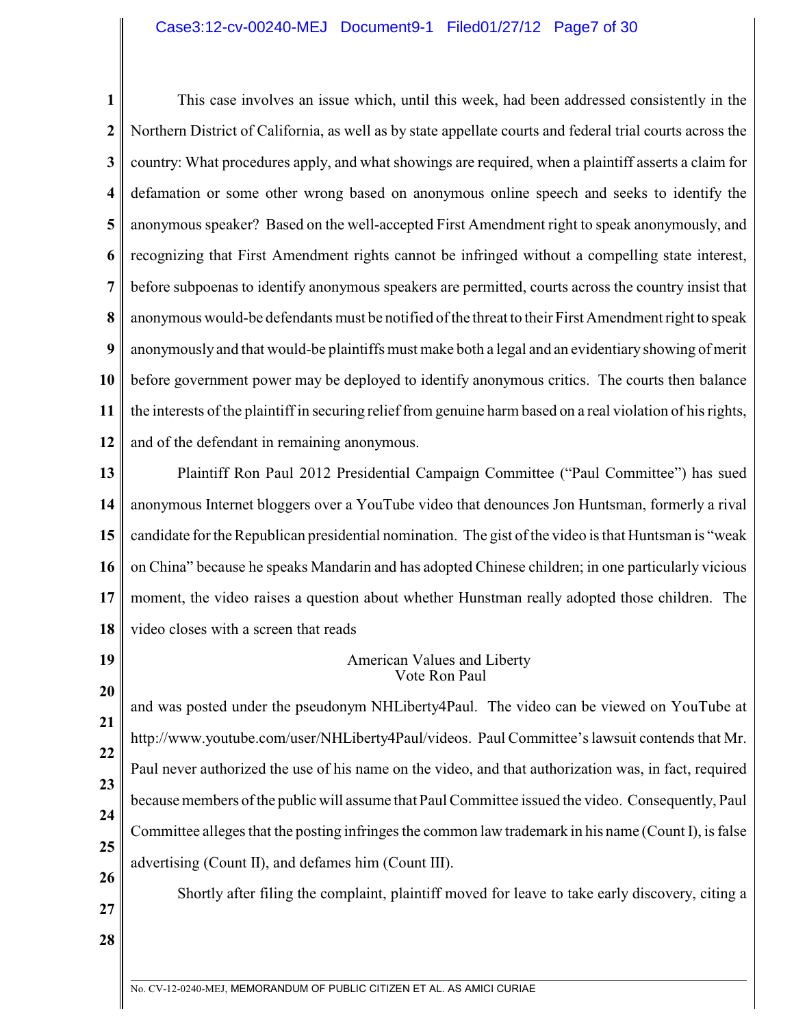This case involves an issue which, until this week, had been addressed consistently in the Northern District of California, as well as by state appellate courts and federal trial courts across the country: What procedures apply, and what showings are required, when a plaintiff asserts a claim for defamation or some other wrong based on anonymous online speech and seeks to identify the anonymous speaker? Based on the well-accepted First Amendment right to speak anonymously, and recognizing that First Amendment rights cannot be infringed without a compelling state interest, before subpoenas to identify anonymous speakers are permitted, courts across the country insist that anonymous would-be defendants must be notified of the threat to their First Amendment right to speak anonymously and that would-be plaintiffs must make both a legal and an evidentiary showing of merit before government power may be deployed to identify anonymous critics. The courts then balance the interests of the plaintiff in securing relief from genuine harm based on a real violation of his rights, and of the defendant in remaining anonymous.

Plaintiff Ron Paul 2012 Presidential Campaign Committee ("Paul Committee") has sued anonymous Internet bloggers over a YouTube video that denounces Jon Huntsman, formerly a rival candidate for the Republican presidential nomination. The gist of the video is that Huntsman is "weak on China" because he speaks Mandarin and has adopted Chinese children; in one particularly vicious moment, the video raises a question about whether Hunstman really adopted those children. The video closes with a screen that reads

American Values and Liberty
Vote Ron Paul

and was posted under the pseudonym NHLiberty4Paul. The video can be viewed on YouTube at http://www.youtube.com/user/NHLiberty4Paul/videos. Paul Committee's lawsuit contends that Mr. Paul never authorized the use of his name on the video, and that authorization was, in fact, required because members of the public will assume that Paul Committee issued the video. Consequently, Paul Committee alleges that the posting infringes the common law trademark in his name (Count I), is false advertising (Count II), and defames him (Count III).

Shortly after filing the complaint, plaintiff moved for leave to take early discovery, citing a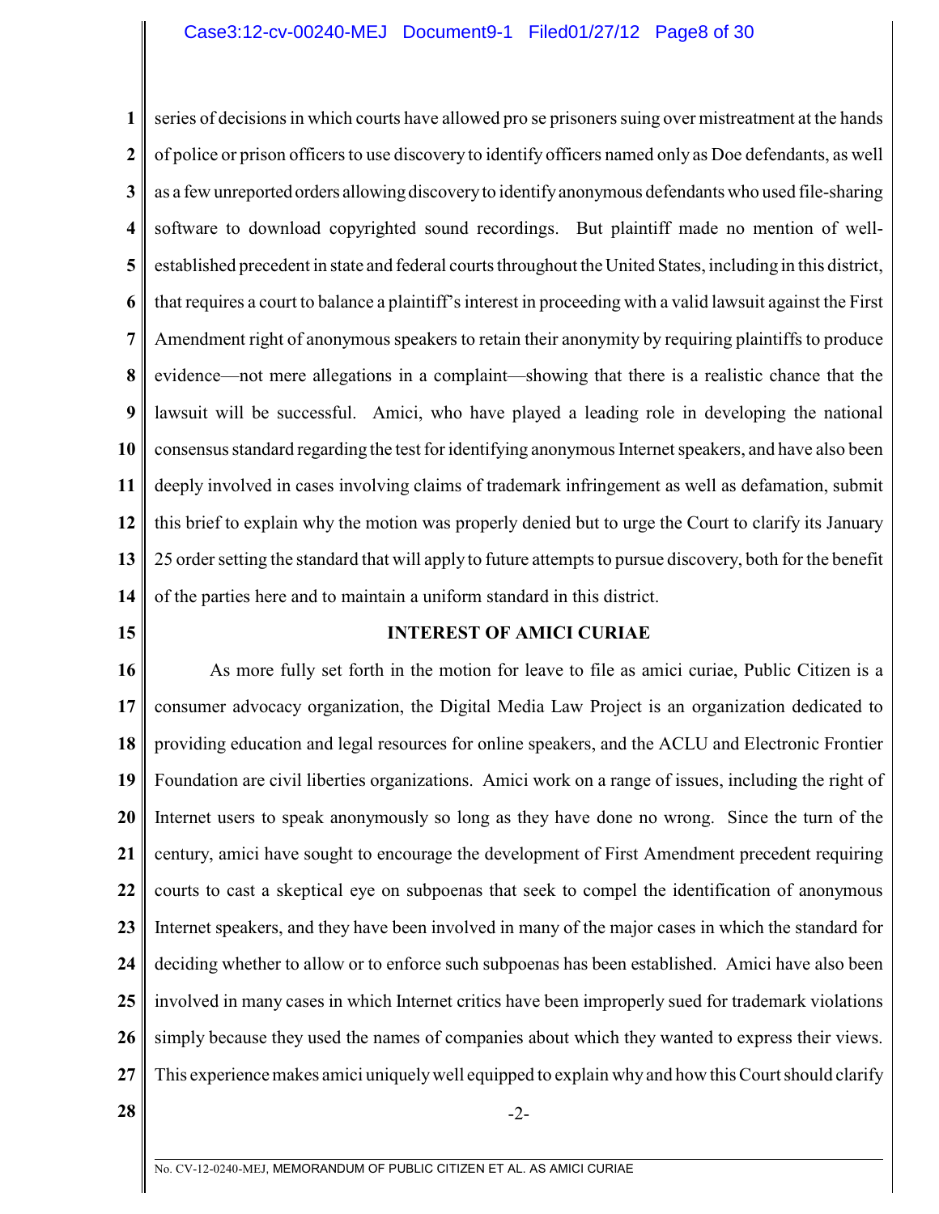series of decisions in which courts have allowed pro se prisoners suing over mistreatment at the hands of police or prison officers to use discovery to identify officers named only as Doe defendants, as well as a few unreported orders allowing discovery to identify anonymous defendants who used file-sharing software to download copyrighted sound recordings. But plaintiff made no mention of well-established precedent in state and federal courts throughout the United States, including in this district, that requires a court to balance a plaintiff's interest in proceeding with a valid lawsuit against the First Amendment right of anonymous speakers to retain their anonymity by requiring plaintiffs to produce evidence—not mere allegations in a complaint—showing that there is a realistic chance that the lawsuit will be successful. Amici, who have played a leading role in developing the national consensus standard regarding the test for identifying anonymous Internet speakers, and have also been deeply involved in cases involving claims of trademark infringement as well as defamation, submit this brief to explain why the motion was properly denied but to urge the Court to clarify its January 25 order setting the standard that will apply to future attempts to pursue discovery, both for the benefit of the parties here and to maintain a uniform standard in this district.

## INTEREST OF AMICI CURIAE

As more fully set forth in the motion for leave to file as amici curiae, Public Citizen is a consumer advocacy organization, the Digital Media Law Project is an organization dedicated to providing education and legal resources for online speakers, and the ACLU and Electronic Frontier Foundation are civil liberties organizations. Amici work on a range of issues, including the right of Internet users to speak anonymously so long as they have done no wrong. Since the turn of the century, amici have sought to encourage the development of First Amendment precedent requiring courts to cast a skeptical eye on subpoenas that seek to compel the identification of anonymous Internet speakers, and they have been involved in many of the major cases in which the standard for deciding whether to allow or to enforce such subpoenas has been established. Amici have also been involved in many cases in which Internet critics have been improperly sued for trademark violations simply because they used the names of companies about which they wanted to express their views. This experience makes amici uniquely well equipped to explain why and how this Court should clarify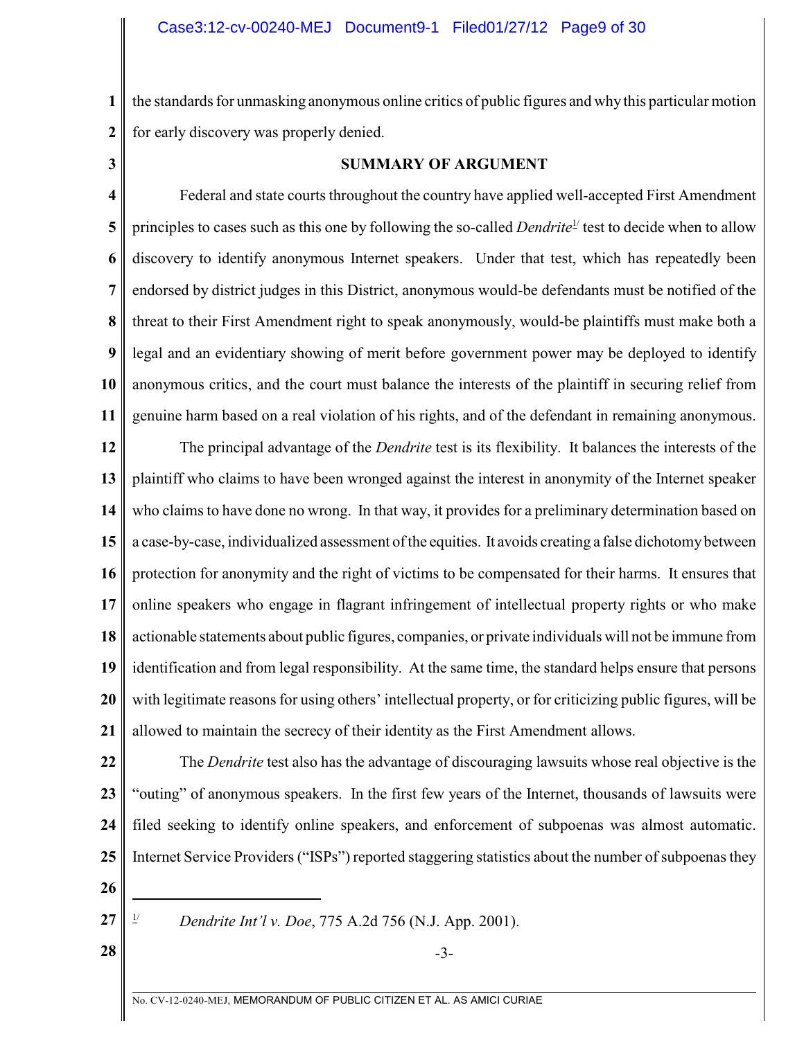the standards for unmasking anonymous online critics of public figures and why this particular motion for early discovery was properly denied.

**SUMMARY OF ARGUMENT**

Federal and state courts throughout the country have applied well-accepted First Amendment principles to cases such as this one by following the so-called *Dendrite*[1] test to decide when to allow discovery to identify anonymous Internet speakers. Under that test, which has repeatedly been endorsed by district judges in this District, anonymous would-be defendants must be notified of the threat to their First Amendment right to speak anonymously, would-be plaintiffs must make both a legal and an evidentiary showing of merit before government power may be deployed to identify anonymous critics, and the court must balance the interests of the plaintiff in securing relief from genuine harm based on a real violation of his rights, and of the defendant in remaining anonymous.

The principal advantage of the *Dendrite* test is its flexibility. It balances the interests of the plaintiff who claims to have been wronged against the interest in anonymity of the Internet speaker who claims to have done no wrong. In that way, it provides for a preliminary determination based on a case-by-case, individualized assessment of the equities. It avoids creating a false dichotomy between protection for anonymity and the right of victims to be compensated for their harms. It ensures that online speakers who engage in flagrant infringement of intellectual property rights or who make actionable statements about public figures, companies, or private individuals will not be immune from identification and from legal responsibility. At the same time, the standard helps ensure that persons with legitimate reasons for using others' intellectual property, or for criticizing public figures, will be allowed to maintain the secrecy of their identity as the First Amendment allows.

The *Dendrite* test also has the advantage of discouraging lawsuits whose real objective is the "outing" of anonymous speakers. In the first few years of the Internet, thousands of lawsuits were filed seeking to identify online speakers, and enforcement of subpoenas was almost automatic. Internet Service Providers ("ISPs") reported staggering statistics about the number of subpoenas they

---

[1] *Dendrite Int'l v. Doe*, 775 A.2d 756 (N.J. App. 2001).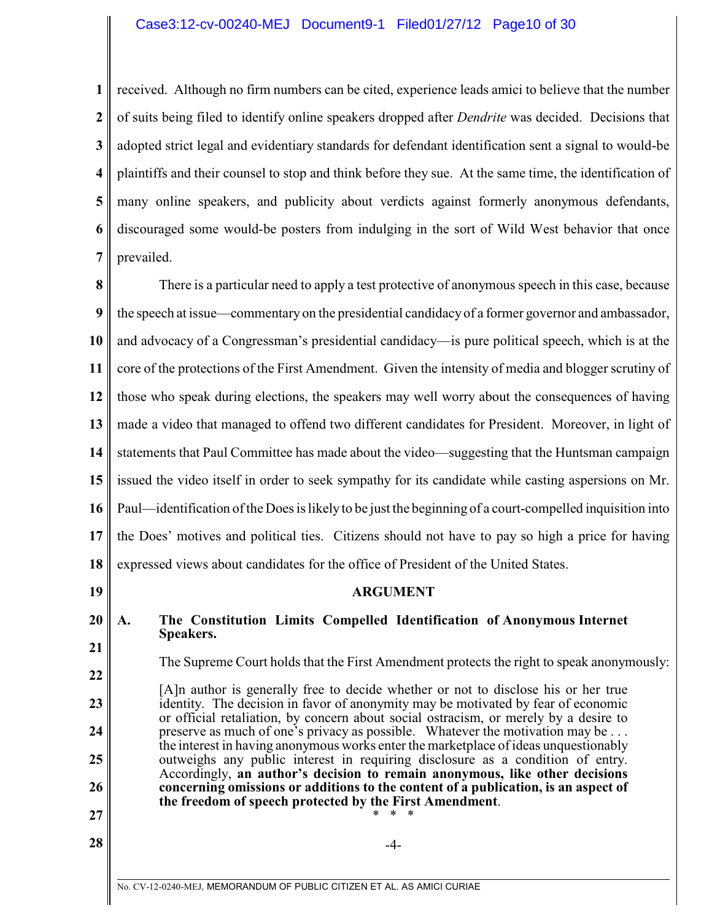received. Although no firm numbers can be cited, experience leads amici to believe that the number of suits being filed to identify online speakers dropped after *Dendrite* was decided. Decisions that adopted strict legal and evidentiary standards for defendant identification sent a signal to would-be plaintiffs and their counsel to stop and think before they sue. At the same time, the identification of many online speakers, and publicity about verdicts against formerly anonymous defendants, discouraged some would-be posters from indulging in the sort of Wild West behavior that once prevailed.

There is a particular need to apply a test protective of anonymous speech in this case, because the speech at issue—commentary on the presidential candidacy of a former governor and ambassador, and advocacy of a Congressman's presidential candidacy—is pure political speech, which is at the core of the protections of the First Amendment. Given the intensity of media and blogger scrutiny of those who speak during elections, the speakers may well worry about the consequences of having made a video that managed to offend two different candidates for President. Moreover, in light of statements that Paul Committee has made about the video—suggesting that the Huntsman campaign issued the video itself in order to seek sympathy for its candidate while casting aspersions on Mr. Paul—identification of the Does is likely to be just the beginning of a court-compelled inquisition into the Does' motives and political ties. Citizens should not have to pay so high a price for having expressed views about candidates for the office of President of the United States.

## ARGUMENT

### A. The Constitution Limits Compelled Identification of Anonymous Internet Speakers.

The Supreme Court holds that the First Amendment protects the right to speak anonymously:

> [A]n author is generally free to decide whether or not to disclose his or her true identity. The decision in favor of anonymity may be motivated by fear of economic or official retaliation, by concern about social ostracism, or merely by a desire to preserve as much of one's privacy as possible. Whatever the motivation may be . . . the interest in having anonymous works enter the marketplace of ideas unquestionably outweighs any public interest in requiring disclosure as a condition of entry. Accordingly, **an author's decision to remain anonymous, like other decisions concerning omissions or additions to the content of a publication, is an aspect of the freedom of speech protected by the First Amendment**.
>
> \* \* \*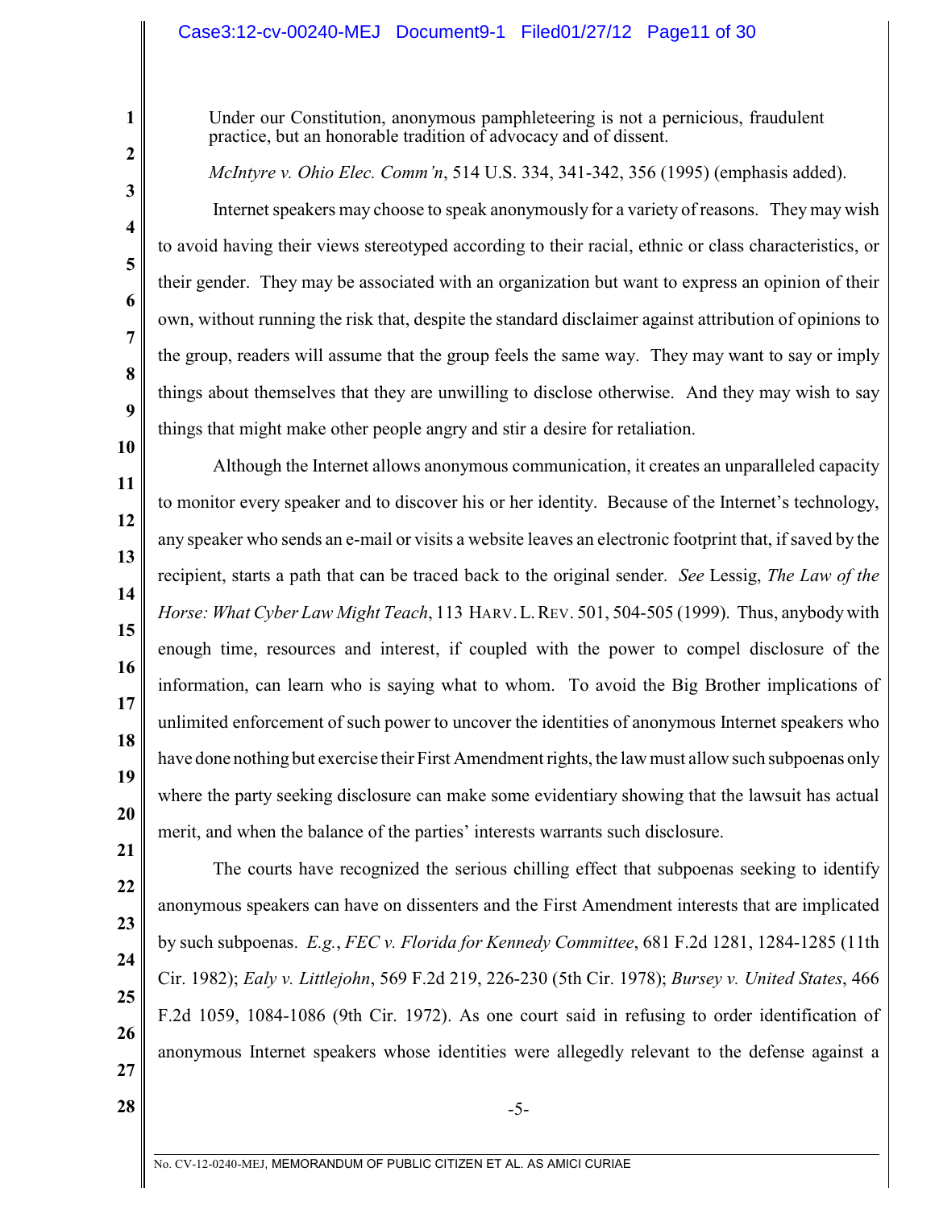> Under our Constitution, anonymous pamphleteering is not a pernicious, fraudulent practice, but an honorable tradition of advocacy and of dissent.
>
> *McIntyre v. Ohio Elec. Comm'n*, 514 U.S. 334, 341-342, 356 (1995) (emphasis added).

Internet speakers may choose to speak anonymously for a variety of reasons. They may wish to avoid having their views stereotyped according to their racial, ethnic or class characteristics, or their gender. They may be associated with an organization but want to express an opinion of their own, without running the risk that, despite the standard disclaimer against attribution of opinions to the group, readers will assume that the group feels the same way. They may want to say or imply things about themselves that they are unwilling to disclose otherwise. And they may wish to say things that might make other people angry and stir a desire for retaliation.

Although the Internet allows anonymous communication, it creates an unparalleled capacity to monitor every speaker and to discover his or her identity. Because of the Internet's technology, any speaker who sends an e-mail or visits a website leaves an electronic footprint that, if saved by the recipient, starts a path that can be traced back to the original sender. *See* Lessig, *The Law of the Horse: What Cyber Law Might Teach*, 113 HARV. L. REV. 501, 504-505 (1999). Thus, anybody with enough time, resources and interest, if coupled with the power to compel disclosure of the information, can learn who is saying what to whom. To avoid the Big Brother implications of unlimited enforcement of such power to uncover the identities of anonymous Internet speakers who have done nothing but exercise their First Amendment rights, the law must allow such subpoenas only where the party seeking disclosure can make some evidentiary showing that the lawsuit has actual merit, and when the balance of the parties' interests warrants such disclosure.

The courts have recognized the serious chilling effect that subpoenas seeking to identify anonymous speakers can have on dissenters and the First Amendment interests that are implicated by such subpoenas. *E.g.*, *FEC v. Florida for Kennedy Committee*, 681 F.2d 1281, 1284-1285 (11th Cir. 1982); *Ealy v. Littlejohn*, 569 F.2d 219, 226-230 (5th Cir. 1978); *Bursey v. United States*, 466 F.2d 1059, 1084-1086 (9th Cir. 1972). As one court said in refusing to order identification of anonymous Internet speakers whose identities were allegedly relevant to the defense against a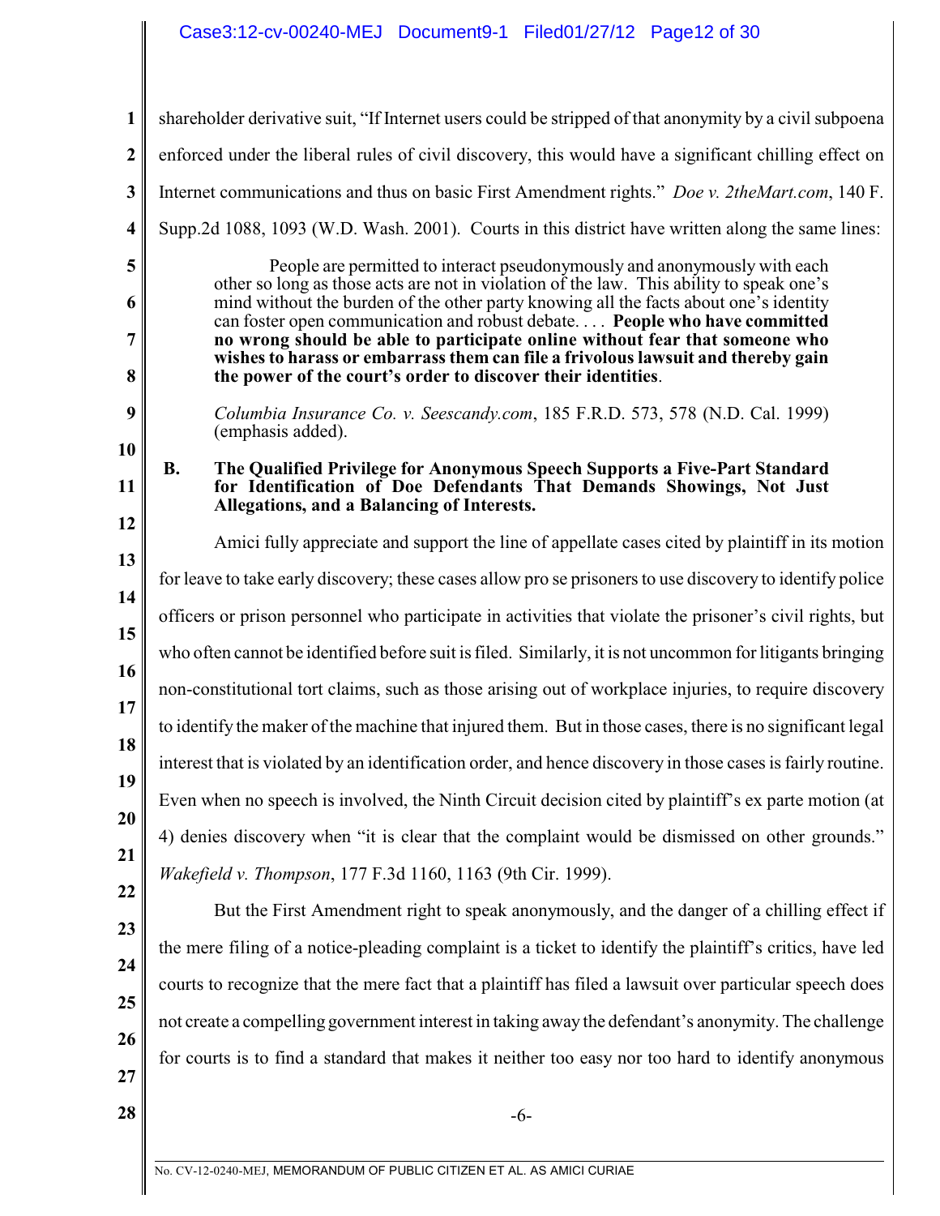shareholder derivative suit, "If Internet users could be stripped of that anonymity by a civil subpoena enforced under the liberal rules of civil discovery, this would have a significant chilling effect on Internet communications and thus on basic First Amendment rights." *Doe v. 2theMart.com*, 140 F. Supp.2d 1088, 1093 (W.D. Wash. 2001). Courts in this district have written along the same lines:

> People are permitted to interact pseudonymously and anonymously with each other so long as those acts are not in violation of the law. This ability to speak one's mind without the burden of the other party knowing all the facts about one's identity can foster open communication and robust debate. . . . **People who have committed no wrong should be able to participate online without fear that someone who wishes to harass or embarrass them can file a frivolous lawsuit and thereby gain the power of the court's order to discover their identities**.
>
> *Columbia Insurance Co. v. Seescandy.com*, 185 F.R.D. 573, 578 (N.D. Cal. 1999) (emphasis added).

### B. The Qualified Privilege for Anonymous Speech Supports a Five-Part Standard for Identification of Doe Defendants That Demands Showings, Not Just Allegations, and a Balancing of Interests.

Amici fully appreciate and support the line of appellate cases cited by plaintiff in its motion for leave to take early discovery; these cases allow pro se prisoners to use discovery to identify police officers or prison personnel who participate in activities that violate the prisoner's civil rights, but who often cannot be identified before suit is filed. Similarly, it is not uncommon for litigants bringing non-constitutional tort claims, such as those arising out of workplace injuries, to require discovery to identify the maker of the machine that injured them. But in those cases, there is no significant legal interest that is violated by an identification order, and hence discovery in those cases is fairly routine. Even when no speech is involved, the Ninth Circuit decision cited by plaintiff's ex parte motion (at 4) denies discovery when "it is clear that the complaint would be dismissed on other grounds." *Wakefield v. Thompson*, 177 F.3d 1160, 1163 (9th Cir. 1999).

But the First Amendment right to speak anonymously, and the danger of a chilling effect if the mere filing of a notice-pleading complaint is a ticket to identify the plaintiff's critics, have led courts to recognize that the mere fact that a plaintiff has filed a lawsuit over particular speech does not create a compelling government interest in taking away the defendant's anonymity. The challenge for courts is to find a standard that makes it neither too easy nor too hard to identify anonymous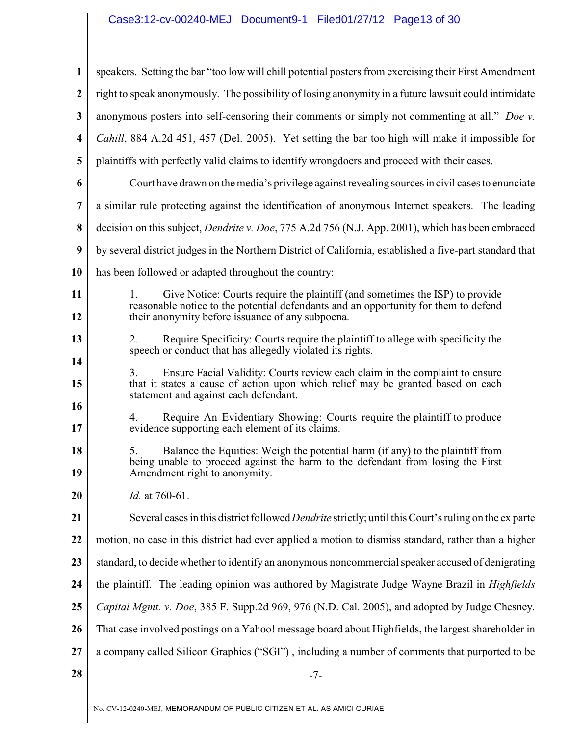speakers. Setting the bar "too low will chill potential posters from exercising their First Amendment right to speak anonymously. The possibility of losing anonymity in a future lawsuit could intimidate anonymous posters into self-censoring their comments or simply not commenting at all." *Doe v. Cahill*, 884 A.2d 451, 457 (Del. 2005). Yet setting the bar too high will make it impossible for plaintiffs with perfectly valid claims to identify wrongdoers and proceed with their cases.

Court have drawn on the media's privilege against revealing sources in civil cases to enunciate a similar rule protecting against the identification of anonymous Internet speakers. The leading decision on this subject, *Dendrite v. Doe*, 775 A.2d 756 (N.J. App. 2001), which has been embraced by several district judges in the Northern District of California, established a five-part standard that has been followed or adapted throughout the country:

> 1. Give Notice: Courts require the plaintiff (and sometimes the ISP) to provide reasonable notice to the potential defendants and an opportunity for them to defend their anonymity before issuance of any subpoena.
>
> 2. Require Specificity: Courts require the plaintiff to allege with specificity the speech or conduct that has allegedly violated its rights.
>
> 3. Ensure Facial Validity: Courts review each claim in the complaint to ensure that it states a cause of action upon which relief may be granted based on each statement and against each defendant.
>
> 4. Require An Evidentiary Showing: Courts require the plaintiff to produce evidence supporting each element of its claims.
>
> 5. Balance the Equities: Weigh the potential harm (if any) to the plaintiff from being unable to proceed against the harm to the defendant from losing the First Amendment right to anonymity.

*Id.* at 760-61.

Several cases in this district followed *Dendrite* strictly; until this Court's ruling on the ex parte motion, no case in this district had ever applied a motion to dismiss standard, rather than a higher standard, to decide whether to identify an anonymous noncommercial speaker accused of denigrating the plaintiff. The leading opinion was authored by Magistrate Judge Wayne Brazil in *Highfields Capital Mgmt. v. Doe*, 385 F. Supp.2d 969, 976 (N.D. Cal. 2005), and adopted by Judge Chesney. That case involved postings on a Yahoo! message board about Highfields, the largest shareholder in a company called Silicon Graphics ("SGI") , including a number of comments that purported to be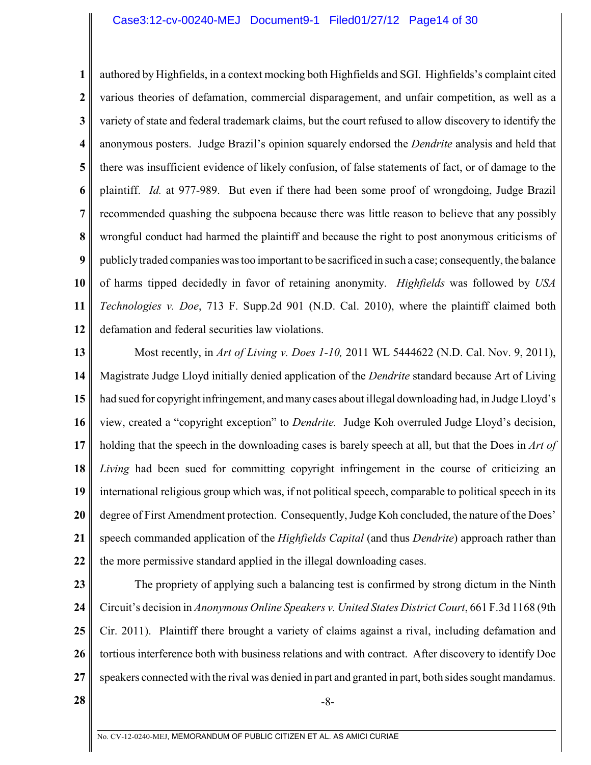authored by Highfields, in a context mocking both Highfields and SGI. Highfields's complaint cited various theories of defamation, commercial disparagement, and unfair competition, as well as a variety of state and federal trademark claims, but the court refused to allow discovery to identify the anonymous posters. Judge Brazil's opinion squarely endorsed the *Dendrite* analysis and held that there was insufficient evidence of likely confusion, of false statements of fact, or of damage to the plaintiff. *Id.* at 977-989. But even if there had been some proof of wrongdoing, Judge Brazil recommended quashing the subpoena because there was little reason to believe that any possibly wrongful conduct had harmed the plaintiff and because the right to post anonymous criticisms of publicly traded companies was too important to be sacrificed in such a case; consequently, the balance of harms tipped decidedly in favor of retaining anonymity. *Highfields* was followed by *USA Technologies v. Doe*, 713 F. Supp.2d 901 (N.D. Cal. 2010), where the plaintiff claimed both defamation and federal securities law violations.

Most recently, in *Art of Living v. Does 1-10,* 2011 WL 5444622 (N.D. Cal. Nov. 9, 2011), Magistrate Judge Lloyd initially denied application of the *Dendrite* standard because Art of Living had sued for copyright infringement, and many cases about illegal downloading had, in Judge Lloyd's view, created a "copyright exception" to *Dendrite.* Judge Koh overruled Judge Lloyd's decision, holding that the speech in the downloading cases is barely speech at all, but that the Does in *Art of Living* had been sued for committing copyright infringement in the course of criticizing an international religious group which was, if not political speech, comparable to political speech in its degree of First Amendment protection. Consequently, Judge Koh concluded, the nature of the Does' speech commanded application of the *Highfields Capital* (and thus *Dendrite*) approach rather than the more permissive standard applied in the illegal downloading cases.

The propriety of applying such a balancing test is confirmed by strong dictum in the Ninth Circuit's decision in *Anonymous Online Speakers v. United States District Court*, 661 F.3d 1168 (9th Cir. 2011). Plaintiff there brought a variety of claims against a rival, including defamation and tortious interference both with business relations and with contract. After discovery to identify Doe speakers connected with the rival was denied in part and granted in part, both sides sought mandamus.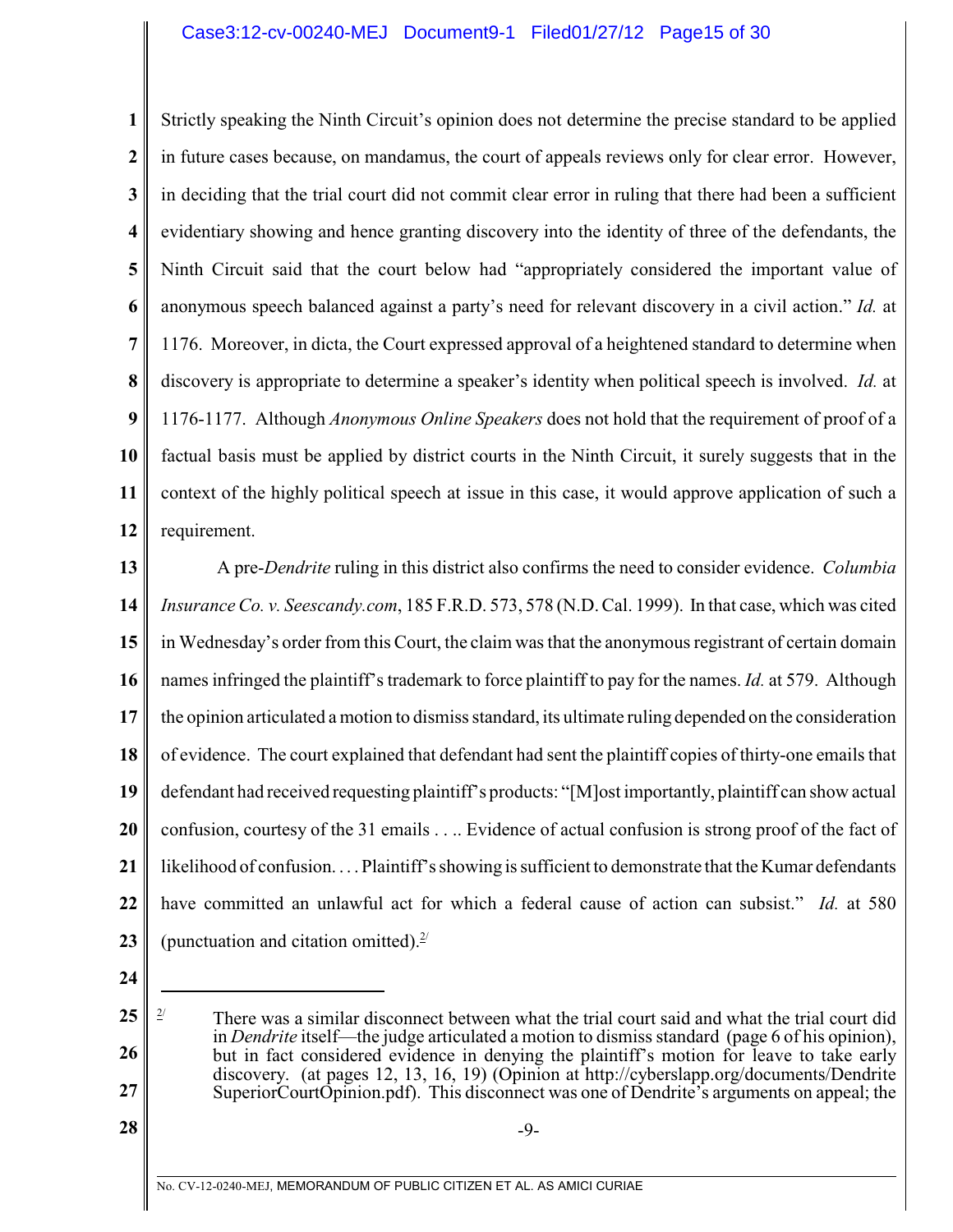Strictly speaking the Ninth Circuit's opinion does not determine the precise standard to be applied in future cases because, on mandamus, the court of appeals reviews only for clear error. However, in deciding that the trial court did not commit clear error in ruling that there had been a sufficient evidentiary showing and hence granting discovery into the identity of three of the defendants, the Ninth Circuit said that the court below had "appropriately considered the important value of anonymous speech balanced against a party's need for relevant discovery in a civil action." *Id.* at 1176. Moreover, in dicta, the Court expressed approval of a heightened standard to determine when discovery is appropriate to determine a speaker's identity when political speech is involved. *Id.* at 1176-1177. Although *Anonymous Online Speakers* does not hold that the requirement of proof of a factual basis must be applied by district courts in the Ninth Circuit, it surely suggests that in the context of the highly political speech at issue in this case, it would approve application of such a requirement.

A pre-*Dendrite* ruling in this district also confirms the need to consider evidence. *Columbia Insurance Co. v. Seescandy.com*, 185 F.R.D. 573, 578 (N.D. Cal. 1999). In that case, which was cited in Wednesday's order from this Court, the claim was that the anonymous registrant of certain domain names infringed the plaintiff's trademark to force plaintiff to pay for the names. *Id.* at 579. Although the opinion articulated a motion to dismiss standard, its ultimate ruling depended on the consideration of evidence. The court explained that defendant had sent the plaintiff copies of thirty-one emails that defendant had received requesting plaintiff's products: "[M]ost importantly, plaintiff can show actual confusion, courtesy of the 31 emails . . .. Evidence of actual confusion is strong proof of the fact of likelihood of confusion. . . . Plaintiff's showing is sufficient to demonstrate that the Kumar defendants have committed an unlawful act for which a federal cause of action can subsist." *Id.* at 580 (punctuation and citation omitted).[2]

---

[2] There was a similar disconnect between what the trial court said and what the trial court did in *Dendrite* itself—the judge articulated a motion to dismiss standard (page 6 of his opinion), but in fact considered evidence in denying the plaintiff's motion for leave to take early discovery. (at pages 12, 13, 16, 19) (Opinion at http://cyberslapp.org/documents/Dendrite SuperiorCourtOpinion.pdf). This disconnect was one of Dendrite's arguments on appeal; the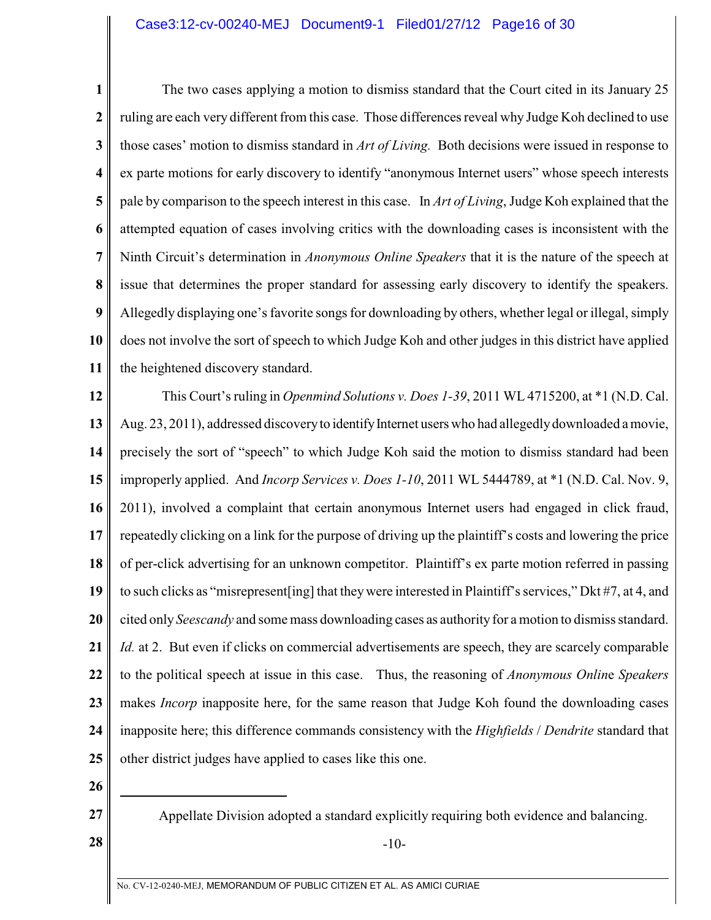The two cases applying a motion to dismiss standard that the Court cited in its January 25 ruling are each very different from this case. Those differences reveal why Judge Koh declined to use those cases' motion to dismiss standard in *Art of Living.* Both decisions were issued in response to ex parte motions for early discovery to identify "anonymous Internet users" whose speech interests pale by comparison to the speech interest in this case. In *Art of Living*, Judge Koh explained that the attempted equation of cases involving critics with the downloading cases is inconsistent with the Ninth Circuit's determination in *Anonymous Online Speakers* that it is the nature of the speech at issue that determines the proper standard for assessing early discovery to identify the speakers. Allegedly displaying one's favorite songs for downloading by others, whether legal or illegal, simply does not involve the sort of speech to which Judge Koh and other judges in this district have applied the heightened discovery standard.

This Court's ruling in *Openmind Solutions v. Does 1-39*, 2011 WL 4715200, at *1 (N.D. Cal. Aug. 23, 2011), addressed discovery to identify Internet users who had allegedly downloaded a movie, precisely the sort of "speech" to which Judge Koh said the motion to dismiss standard had been improperly applied. And *Incorp Services v. Does 1-10*, 2011 WL 5444789, at *1 (N.D. Cal. Nov. 9, 2011), involved a complaint that certain anonymous Internet users had engaged in click fraud, repeatedly clicking on a link for the purpose of driving up the plaintiff's costs and lowering the price of per-click advertising for an unknown competitor. Plaintiff's ex parte motion referred in passing to such clicks as "misrepresent[ing] that they were interested in Plaintiff's services," Dkt #7, at 4, and cited only *Seescandy* and some mass downloading cases as authority for a motion to dismiss standard. *Id.* at 2. But even if clicks on commercial advertisements are speech, they are scarcely comparable to the political speech at issue in this case. Thus, the reasoning of *Anonymous Online Speakers* makes *Incorp* inapposite here, for the same reason that Judge Koh found the downloading cases inapposite here; this difference commands consistency with the *Highfields* / *Dendrite* standard that other district judges have applied to cases like this one.

---

Appellate Division adopted a standard explicitly requiring both evidence and balancing.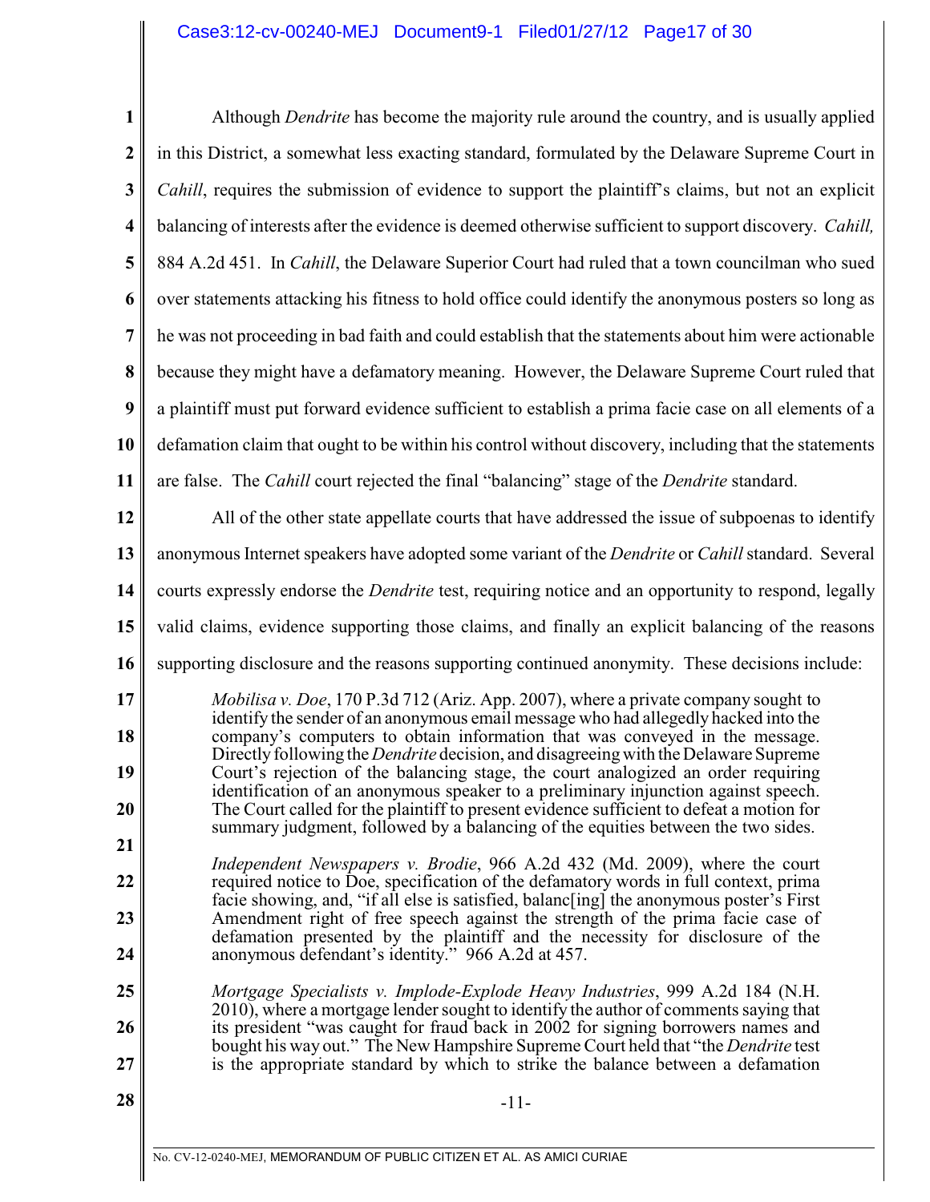Although *Dendrite* has become the majority rule around the country, and is usually applied in this District, a somewhat less exacting standard, formulated by the Delaware Supreme Court in *Cahill*, requires the submission of evidence to support the plaintiff's claims, but not an explicit balancing of interests after the evidence is deemed otherwise sufficient to support discovery. *Cahill,* 884 A.2d 451. In *Cahill*, the Delaware Superior Court had ruled that a town councilman who sued over statements attacking his fitness to hold office could identify the anonymous posters so long as he was not proceeding in bad faith and could establish that the statements about him were actionable because they might have a defamatory meaning. However, the Delaware Supreme Court ruled that a plaintiff must put forward evidence sufficient to establish a prima facie case on all elements of a defamation claim that ought to be within his control without discovery, including that the statements are false. The *Cahill* court rejected the final "balancing" stage of the *Dendrite* standard.

All of the other state appellate courts that have addressed the issue of subpoenas to identify anonymous Internet speakers have adopted some variant of the *Dendrite* or *Cahill* standard. Several courts expressly endorse the *Dendrite* test, requiring notice and an opportunity to respond, legally valid claims, evidence supporting those claims, and finally an explicit balancing of the reasons supporting disclosure and the reasons supporting continued anonymity. These decisions include:

> *Mobilisa v. Doe*, 170 P.3d 712 (Ariz. App. 2007), where a private company sought to identify the sender of an anonymous email message who had allegedly hacked into the company's computers to obtain information that was conveyed in the message. Directly following the *Dendrite* decision, and disagreeing with the Delaware Supreme Court's rejection of the balancing stage, the court analogized an order requiring identification of an anonymous speaker to a preliminary injunction against speech. The Court called for the plaintiff to present evidence sufficient to defeat a motion for summary judgment, followed by a balancing of the equities between the two sides.
>
> *Independent Newspapers v. Brodie*, 966 A.2d 432 (Md. 2009), where the court required notice to Doe, specification of the defamatory words in full context, prima facie showing, and, "if all else is satisfied, balanc[ing] the anonymous poster's First Amendment right of free speech against the strength of the prima facie case of defamation presented by the plaintiff and the necessity for disclosure of the anonymous defendant's identity." 966 A.2d at 457.
>
> *Mortgage Specialists v. Implode-Explode Heavy Industries*, 999 A.2d 184 (N.H. 2010), where a mortgage lender sought to identify the author of comments saying that its president "was caught for fraud back in 2002 for signing borrowers names and bought his way out." The New Hampshire Supreme Court held that "the *Dendrite* test is the appropriate standard by which to strike the balance between a defamation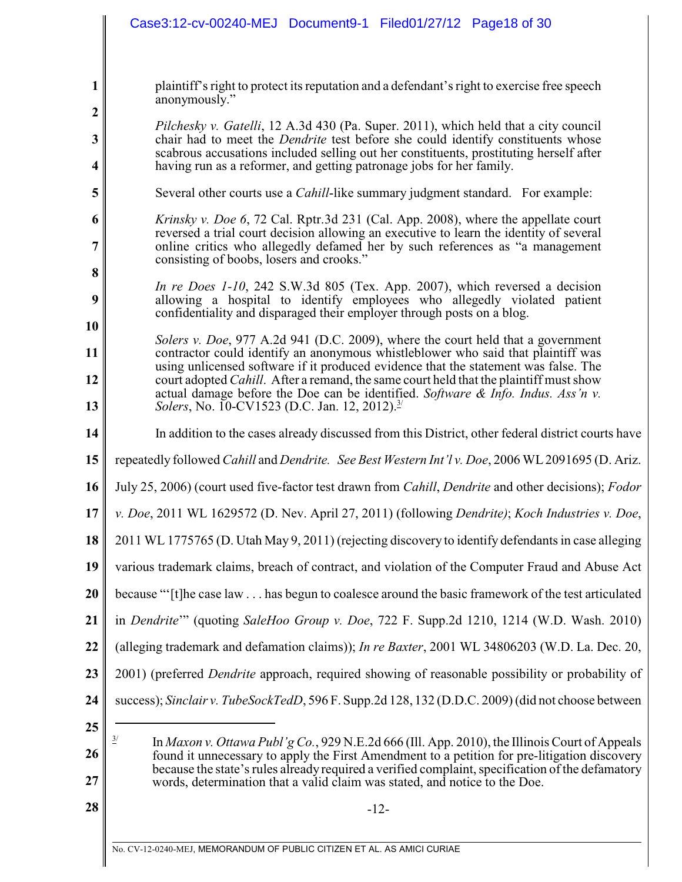plaintiff's right to protect its reputation and a defendant's right to exercise free speech anonymously."

*Pilchesky v. Gatelli*, 12 A.3d 430 (Pa. Super. 2011), which held that a city council chair had to meet the *Dendrite* test before she could identify constituents whose scabrous accusations included selling out her constituents, prostituting herself after having run as a reformer, and getting patronage jobs for her family.

Several other courts use a *Cahill*-like summary judgment standard. For example:

*Krinsky v. Doe 6*, 72 Cal. Rptr.3d 231 (Cal. App. 2008), where the appellate court reversed a trial court decision allowing an executive to learn the identity of several online critics who allegedly defamed her by such references as "a management consisting of boobs, losers and crooks."

*In re Does 1-10*, 242 S.W.3d 805 (Tex. App. 2007), which reversed a decision allowing a hospital to identify employees who allegedly violated patient confidentiality and disparaged their employer through posts on a blog.

*Solers v. Doe*, 977 A.2d 941 (D.C. 2009), where the court held that a government contractor could identify an anonymous whistleblower who said that plaintiff was using unlicensed software if it produced evidence that the statement was false. The court adopted *Cahill*. After a remand, the same court held that the plaintiff must show actual damage before the Doe can be identified. *Software & Info. Indus. Ass'n v. Solers*, No. 10-CV1523 (D.C. Jan. 12, 2012).[3]

In addition to the cases already discussed from this District, other federal district courts have repeatedly followed *Cahill* and *Dendrite. See Best Western Int'l v. Doe*, 2006 WL 2091695 (D. Ariz. July 25, 2006) (court used five-factor test drawn from *Cahill*, *Dendrite* and other decisions); *Fodor v. Doe*, 2011 WL 1629572 (D. Nev. April 27, 2011) (following *Dendrite)*; *Koch Industries v. Doe*, 2011 WL 1775765 (D. Utah May 9, 2011) (rejecting discovery to identify defendants in case alleging various trademark claims, breach of contract, and violation of the Computer Fraud and Abuse Act because "'[t]he case law . . . has begun to coalesce around the basic framework of the test articulated in *Dendrite*'" (quoting *SaleHoo Group v. Doe*, 722 F. Supp.2d 1210, 1214 (W.D. Wash. 2010) (alleging trademark and defamation claims)); *In re Baxter*, 2001 WL 34806203 (W.D. La. Dec. 20, 2001) (preferred *Dendrite* approach, required showing of reasonable possibility or probability of success); *Sinclair v. TubeSockTedD*, 596 F. Supp.2d 128, 132 (D.D.C. 2009) (did not choose between

---

[3] In *Maxon v. Ottawa Publ'g Co.*, 929 N.E.2d 666 (Ill. App. 2010), the Illinois Court of Appeals found it unnecessary to apply the First Amendment to a petition for pre-litigation discovery because the state's rules already required a verified complaint, specification of the defamatory words, determination that a valid claim was stated, and notice to the Doe.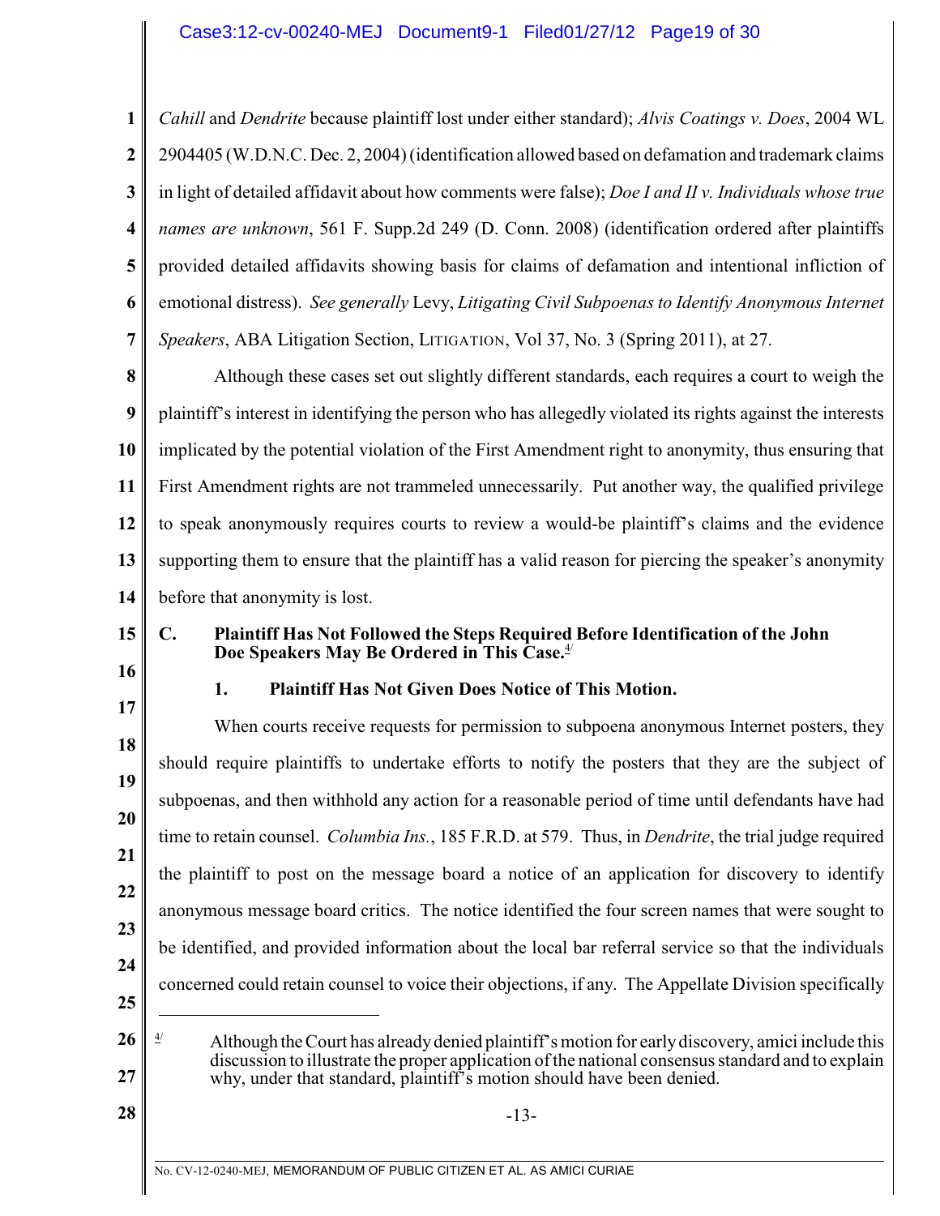*Cahill* and *Dendrite* because plaintiff lost under either standard); *Alvis Coatings v. Does*, 2004 WL 2904405 (W.D.N.C. Dec. 2, 2004) (identification allowed based on defamation and trademark claims in light of detailed affidavit about how comments were false); *Doe I and II v. Individuals whose true names are unknown*, 561 F. Supp.2d 249 (D. Conn. 2008) (identification ordered after plaintiffs provided detailed affidavits showing basis for claims of defamation and intentional infliction of emotional distress). *See generally* Levy, *Litigating Civil Subpoenas to Identify Anonymous Internet Speakers*, ABA Litigation Section, LITIGATION, Vol 37, No. 3 (Spring 2011), at 27.

Although these cases set out slightly different standards, each requires a court to weigh the plaintiff's interest in identifying the person who has allegedly violated its rights against the interests implicated by the potential violation of the First Amendment right to anonymity, thus ensuring that First Amendment rights are not trammeled unnecessarily. Put another way, the qualified privilege to speak anonymously requires courts to review a would-be plaintiff's claims and the evidence supporting them to ensure that the plaintiff has a valid reason for piercing the speaker's anonymity before that anonymity is lost.

## C. Plaintiff Has Not Followed the Steps Required Before Identification of the John Doe Speakers May Be Ordered in This Case.[4]

### 1. Plaintiff Has Not Given Does Notice of This Motion.

When courts receive requests for permission to subpoena anonymous Internet posters, they should require plaintiffs to undertake efforts to notify the posters that they are the subject of subpoenas, and then withhold any action for a reasonable period of time until defendants have had time to retain counsel. *Columbia Ins.*, 185 F.R.D. at 579. Thus, in *Dendrite*, the trial judge required the plaintiff to post on the message board a notice of an application for discovery to identify anonymous message board critics. The notice identified the four screen names that were sought to be identified, and provided information about the local bar referral service so that the individuals concerned could retain counsel to voice their objections, if any. The Appellate Division specifically

---

[4] Although the Court has already denied plaintiff's motion for early discovery, amici include this discussion to illustrate the proper application of the national consensus standard and to explain why, under that standard, plaintiff's motion should have been denied.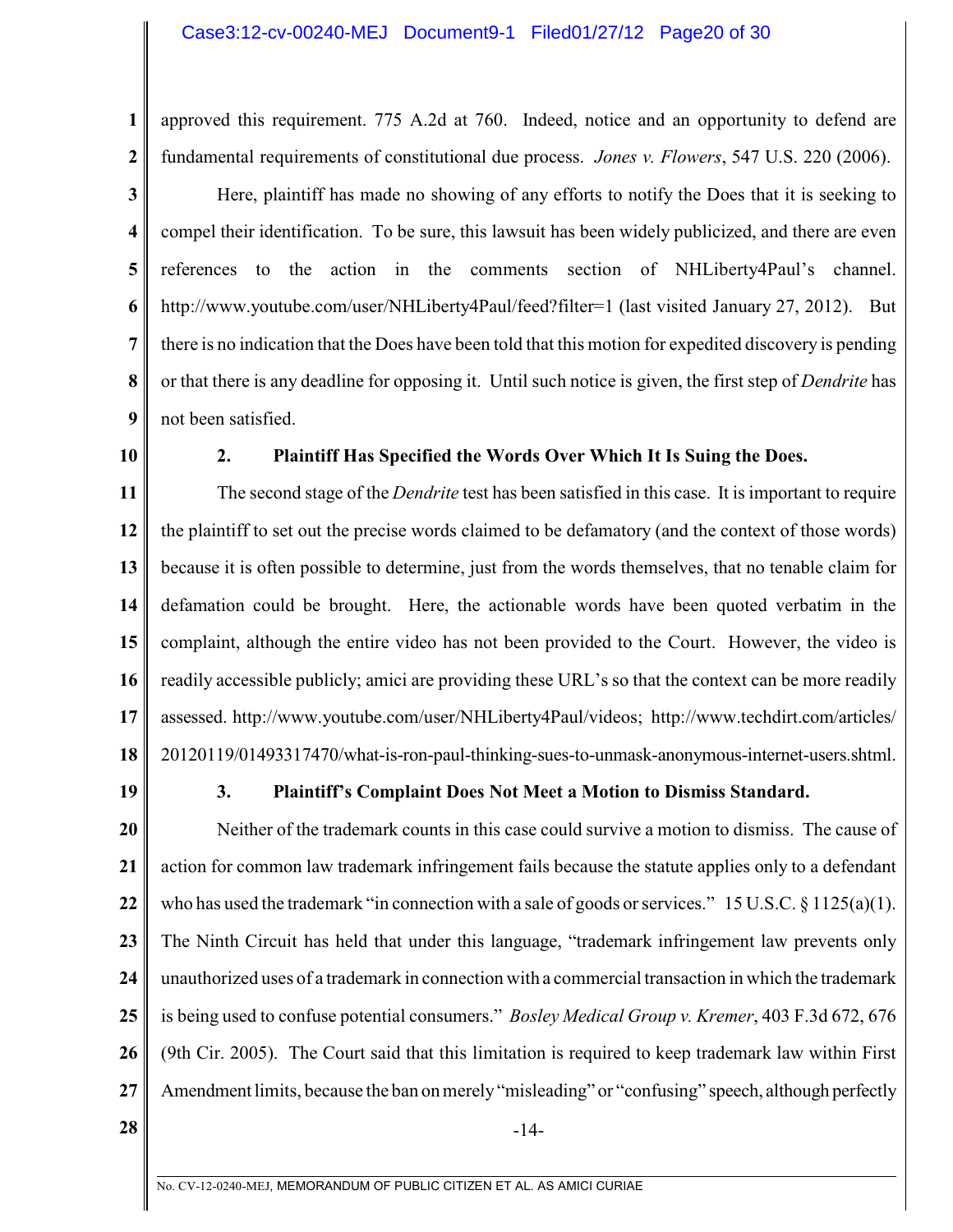approved this requirement. 775 A.2d at 760. Indeed, notice and an opportunity to defend are fundamental requirements of constitutional due process. *Jones v. Flowers*, 547 U.S. 220 (2006).

Here, plaintiff has made no showing of any efforts to notify the Does that it is seeking to compel their identification. To be sure, this lawsuit has been widely publicized, and there are even references to the action in the comments section of NHLiberty4Paul's channel. http://www.youtube.com/user/NHLiberty4Paul/feed?filter=1 (last visited January 27, 2012). But there is no indication that the Does have been told that this motion for expedited discovery is pending or that there is any deadline for opposing it. Until such notice is given, the first step of *Dendrite* has not been satisfied.

### 2. Plaintiff Has Specified the Words Over Which It Is Suing the Does.

The second stage of the *Dendrite* test has been satisfied in this case. It is important to require the plaintiff to set out the precise words claimed to be defamatory (and the context of those words) because it is often possible to determine, just from the words themselves, that no tenable claim for defamation could be brought. Here, the actionable words have been quoted verbatim in the complaint, although the entire video has not been provided to the Court. However, the video is readily accessible publicly; amici are providing these URL's so that the context can be more readily assessed. http://www.youtube.com/user/NHLiberty4Paul/videos; http://www.techdirt.com/articles/20120119/01493317470/what-is-ron-paul-thinking-sues-to-unmask-anonymous-internet-users.shtml.

### 3. Plaintiff's Complaint Does Not Meet a Motion to Dismiss Standard.

Neither of the trademark counts in this case could survive a motion to dismiss. The cause of action for common law trademark infringement fails because the statute applies only to a defendant who has used the trademark "in connection with a sale of goods or services." 15 U.S.C. § 1125(a)(1). The Ninth Circuit has held that under this language, "trademark infringement law prevents only unauthorized uses of a trademark in connection with a commercial transaction in which the trademark is being used to confuse potential consumers." *Bosley Medical Group v. Kremer*, 403 F.3d 672, 676 (9th Cir. 2005). The Court said that this limitation is required to keep trademark law within First Amendment limits, because the ban on merely "misleading" or "confusing" speech, although perfectly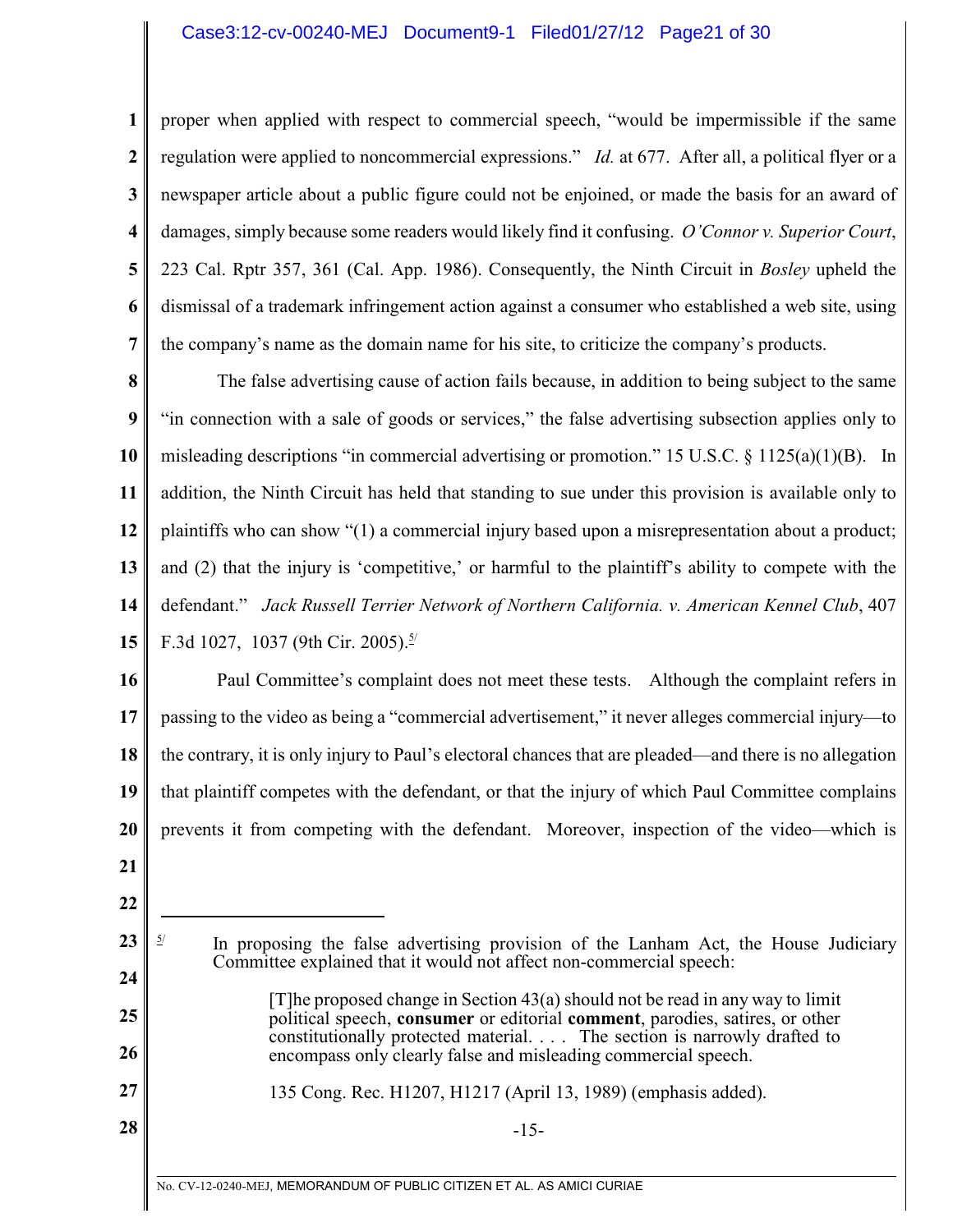proper when applied with respect to commercial speech, "would be impermissible if the same regulation were applied to noncommercial expressions." *Id.* at 677. After all, a political flyer or a newspaper article about a public figure could not be enjoined, or made the basis for an award of damages, simply because some readers would likely find it confusing. *O'Connor v. Superior Court*, 223 Cal. Rptr 357, 361 (Cal. App. 1986). Consequently, the Ninth Circuit in *Bosley* upheld the dismissal of a trademark infringement action against a consumer who established a web site, using the company's name as the domain name for his site, to criticize the company's products.

The false advertising cause of action fails because, in addition to being subject to the same "in connection with a sale of goods or services," the false advertising subsection applies only to misleading descriptions "in commercial advertising or promotion." 15 U.S.C. § 1125(a)(1)(B). In addition, the Ninth Circuit has held that standing to sue under this provision is available only to plaintiffs who can show "(1) a commercial injury based upon a misrepresentation about a product; and (2) that the injury is 'competitive,' or harmful to the plaintiff's ability to compete with the defendant." *Jack Russell Terrier Network of Northern California. v. American Kennel Club*, 407 F.3d 1027, 1037 (9th Cir. 2005).[5]

Paul Committee's complaint does not meet these tests. Although the complaint refers in passing to the video as being a "commercial advertisement," it never alleges commercial injury—to the contrary, it is only injury to Paul's electoral chances that are pleaded—and there is no allegation that plaintiff competes with the defendant, or that the injury of which Paul Committee complains prevents it from competing with the defendant. Moreover, inspection of the video—which is

---

[5] In proposing the false advertising provision of the Lanham Act, the House Judiciary Committee explained that it would not affect non-commercial speech:

> [T]he proposed change in Section 43(a) should not be read in any way to limit political speech, **consumer** or editorial **comment**, parodies, satires, or other constitutionally protected material. . . . The section is narrowly drafted to encompass only clearly false and misleading commercial speech.

135 Cong. Rec. H1207, H1217 (April 13, 1989) (emphasis added).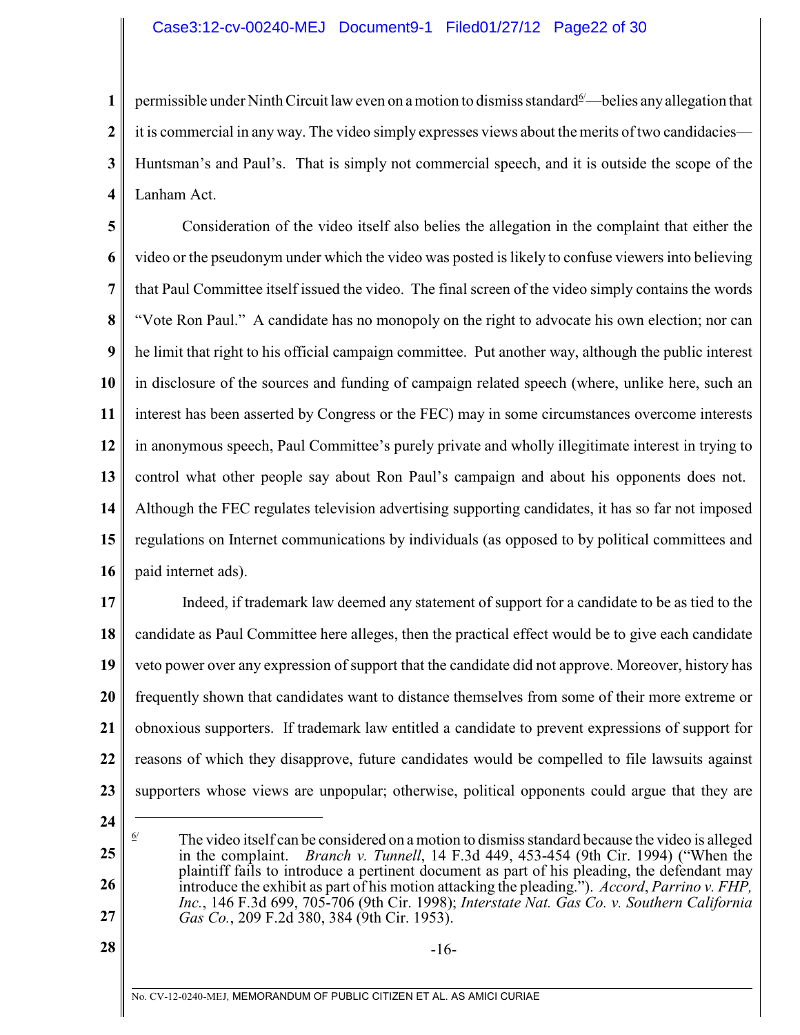permissible under Ninth Circuit law even on a motion to dismiss standard[6]—belies any allegation that it is commercial in any way. The video simply expresses views about the merits of two candidacies—Huntsman's and Paul's. That is simply not commercial speech, and it is outside the scope of the Lanham Act.

Consideration of the video itself also belies the allegation in the complaint that either the video or the pseudonym under which the video was posted is likely to confuse viewers into believing that Paul Committee itself issued the video. The final screen of the video simply contains the words "Vote Ron Paul." A candidate has no monopoly on the right to advocate his own election; nor can he limit that right to his official campaign committee. Put another way, although the public interest in disclosure of the sources and funding of campaign related speech (where, unlike here, such an interest has been asserted by Congress or the FEC) may in some circumstances overcome interests in anonymous speech, Paul Committee's purely private and wholly illegitimate interest in trying to control what other people say about Ron Paul's campaign and about his opponents does not. Although the FEC regulates television advertising supporting candidates, it has so far not imposed regulations on Internet communications by individuals (as opposed to by political committees and paid internet ads).

Indeed, if trademark law deemed any statement of support for a candidate to be as tied to the candidate as Paul Committee here alleges, then the practical effect would be to give each candidate veto power over any expression of support that the candidate did not approve. Moreover, history has frequently shown that candidates want to distance themselves from some of their more extreme or obnoxious supporters. If trademark law entitled a candidate to prevent expressions of support for reasons of which they disapprove, future candidates would be compelled to file lawsuits against supporters whose views are unpopular; otherwise, political opponents could argue that they are

---

[6] The video itself can be considered on a motion to dismiss standard because the video is alleged in the complaint. *Branch v. Tunnell*, 14 F.3d 449, 453-454 (9th Cir. 1994) ("When the plaintiff fails to introduce a pertinent document as part of his pleading, the defendant may introduce the exhibit as part of his motion attacking the pleading."). *Accord*, *Parrino v. FHP, Inc.*, 146 F.3d 699, 705-706 (9th Cir. 1998); *Interstate Nat. Gas Co. v. Southern California Gas Co.*, 209 F.2d 380, 384 (9th Cir. 1953).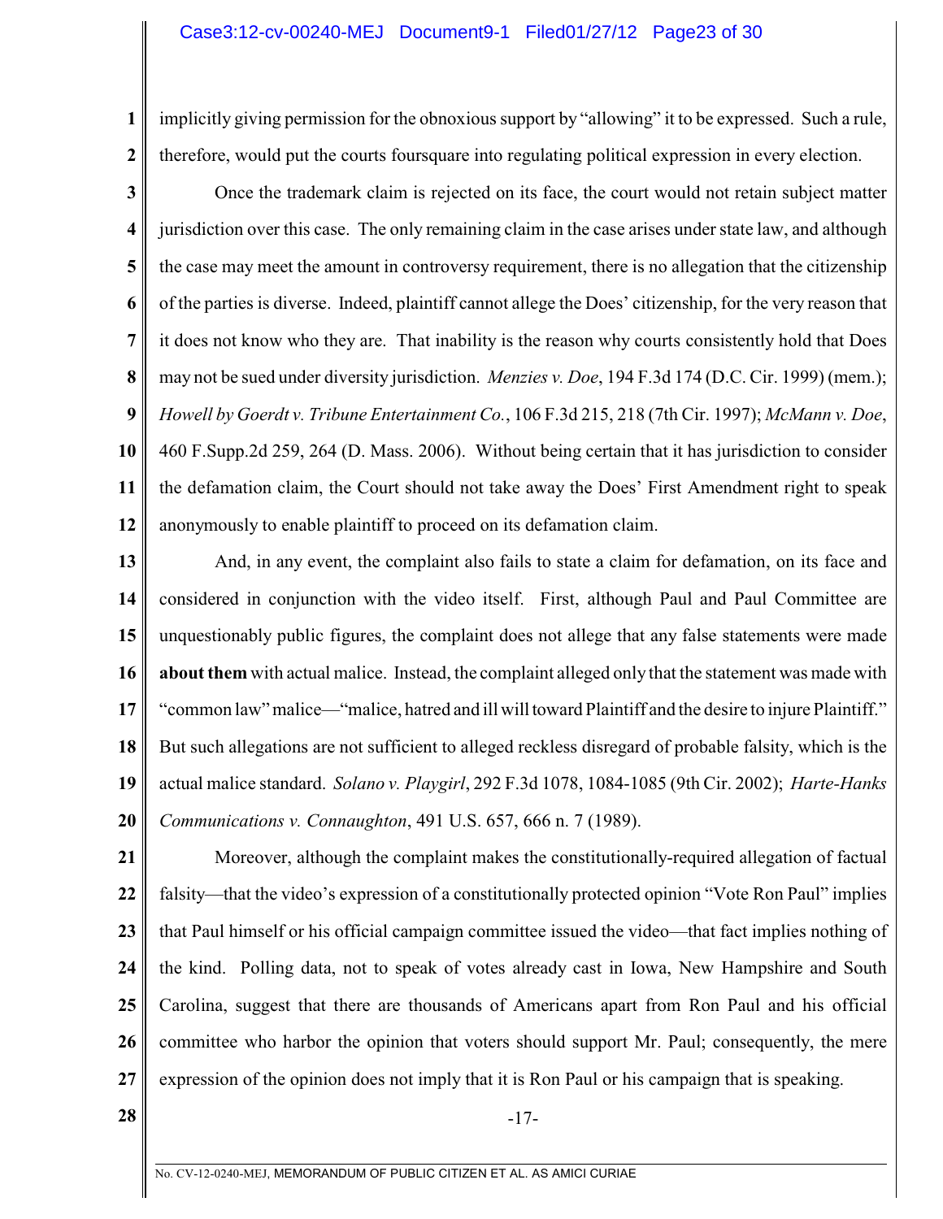implicitly giving permission for the obnoxious support by "allowing" it to be expressed. Such a rule, therefore, would put the courts foursquare into regulating political expression in every election.

Once the trademark claim is rejected on its face, the court would not retain subject matter jurisdiction over this case. The only remaining claim in the case arises under state law, and although the case may meet the amount in controversy requirement, there is no allegation that the citizenship of the parties is diverse. Indeed, plaintiff cannot allege the Does' citizenship, for the very reason that it does not know who they are. That inability is the reason why courts consistently hold that Does may not be sued under diversity jurisdiction. *Menzies v. Doe*, 194 F.3d 174 (D.C. Cir. 1999) (mem.); *Howell by Goerdt v. Tribune Entertainment Co.*, 106 F.3d 215, 218 (7th Cir. 1997); *McMann v. Doe*, 460 F.Supp.2d 259, 264 (D. Mass. 2006). Without being certain that it has jurisdiction to consider the defamation claim, the Court should not take away the Does' First Amendment right to speak anonymously to enable plaintiff to proceed on its defamation claim.

And, in any event, the complaint also fails to state a claim for defamation, on its face and considered in conjunction with the video itself. First, although Paul and Paul Committee are unquestionably public figures, the complaint does not allege that any false statements were made **about them** with actual malice. Instead, the complaint alleged only that the statement was made with "common law" malice—"malice, hatred and ill will toward Plaintiff and the desire to injure Plaintiff." But such allegations are not sufficient to alleged reckless disregard of probable falsity, which is the actual malice standard. *Solano v. Playgirl*, 292 F.3d 1078, 1084-1085 (9th Cir. 2002); *Harte-Hanks Communications v. Connaughton*, 491 U.S. 657, 666 n. 7 (1989).

Moreover, although the complaint makes the constitutionally-required allegation of factual falsity—that the video's expression of a constitutionally protected opinion "Vote Ron Paul" implies that Paul himself or his official campaign committee issued the video—that fact implies nothing of the kind. Polling data, not to speak of votes already cast in Iowa, New Hampshire and South Carolina, suggest that there are thousands of Americans apart from Ron Paul and his official committee who harbor the opinion that voters should support Mr. Paul; consequently, the mere expression of the opinion does not imply that it is Ron Paul or his campaign that is speaking.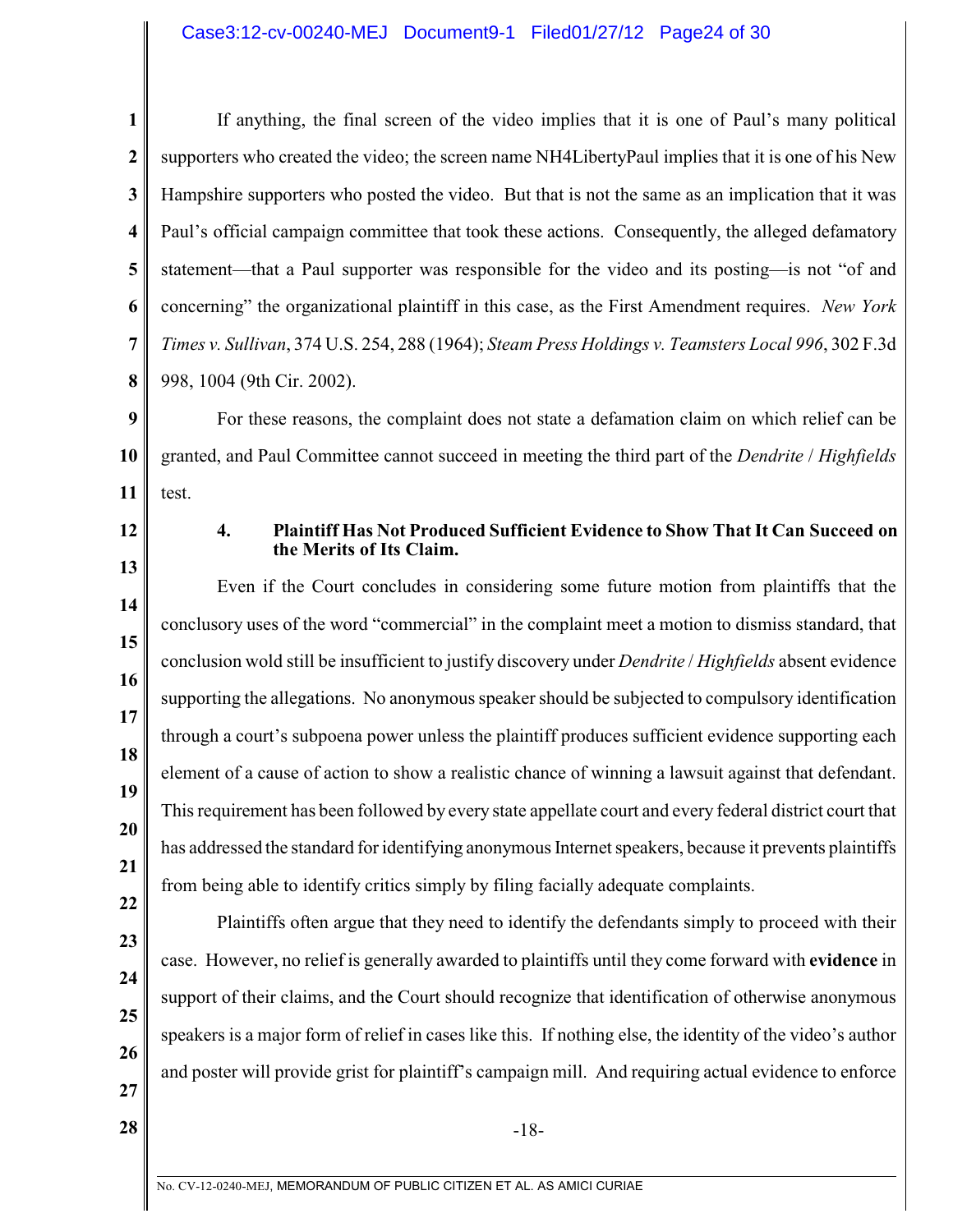If anything, the final screen of the video implies that it is one of Paul's many political supporters who created the video; the screen name NH4LibertyPaul implies that it is one of his New Hampshire supporters who posted the video. But that is not the same as an implication that it was Paul's official campaign committee that took these actions. Consequently, the alleged defamatory statement—that a Paul supporter was responsible for the video and its posting—is not "of and concerning" the organizational plaintiff in this case, as the First Amendment requires. *New York Times v. Sullivan*, 374 U.S. 254, 288 (1964); *Steam Press Holdings v. Teamsters Local 996*, 302 F.3d 998, 1004 (9th Cir. 2002).

For these reasons, the complaint does not state a defamation claim on which relief can be granted, and Paul Committee cannot succeed in meeting the third part of the *Dendrite* / *Highfields* test.

#### 4. Plaintiff Has Not Produced Sufficient Evidence to Show That It Can Succeed on the Merits of Its Claim.

Even if the Court concludes in considering some future motion from plaintiffs that the conclusory uses of the word "commercial" in the complaint meet a motion to dismiss standard, that conclusion wold still be insufficient to justify discovery under *Dendrite* / *Highfields* absent evidence supporting the allegations. No anonymous speaker should be subjected to compulsory identification through a court's subpoena power unless the plaintiff produces sufficient evidence supporting each element of a cause of action to show a realistic chance of winning a lawsuit against that defendant. This requirement has been followed by every state appellate court and every federal district court that has addressed the standard for identifying anonymous Internet speakers, because it prevents plaintiffs from being able to identify critics simply by filing facially adequate complaints.

Plaintiffs often argue that they need to identify the defendants simply to proceed with their case. However, no relief is generally awarded to plaintiffs until they come forward with **evidence** in support of their claims, and the Court should recognize that identification of otherwise anonymous speakers is a major form of relief in cases like this. If nothing else, the identity of the video's author and poster will provide grist for plaintiff's campaign mill. And requiring actual evidence to enforce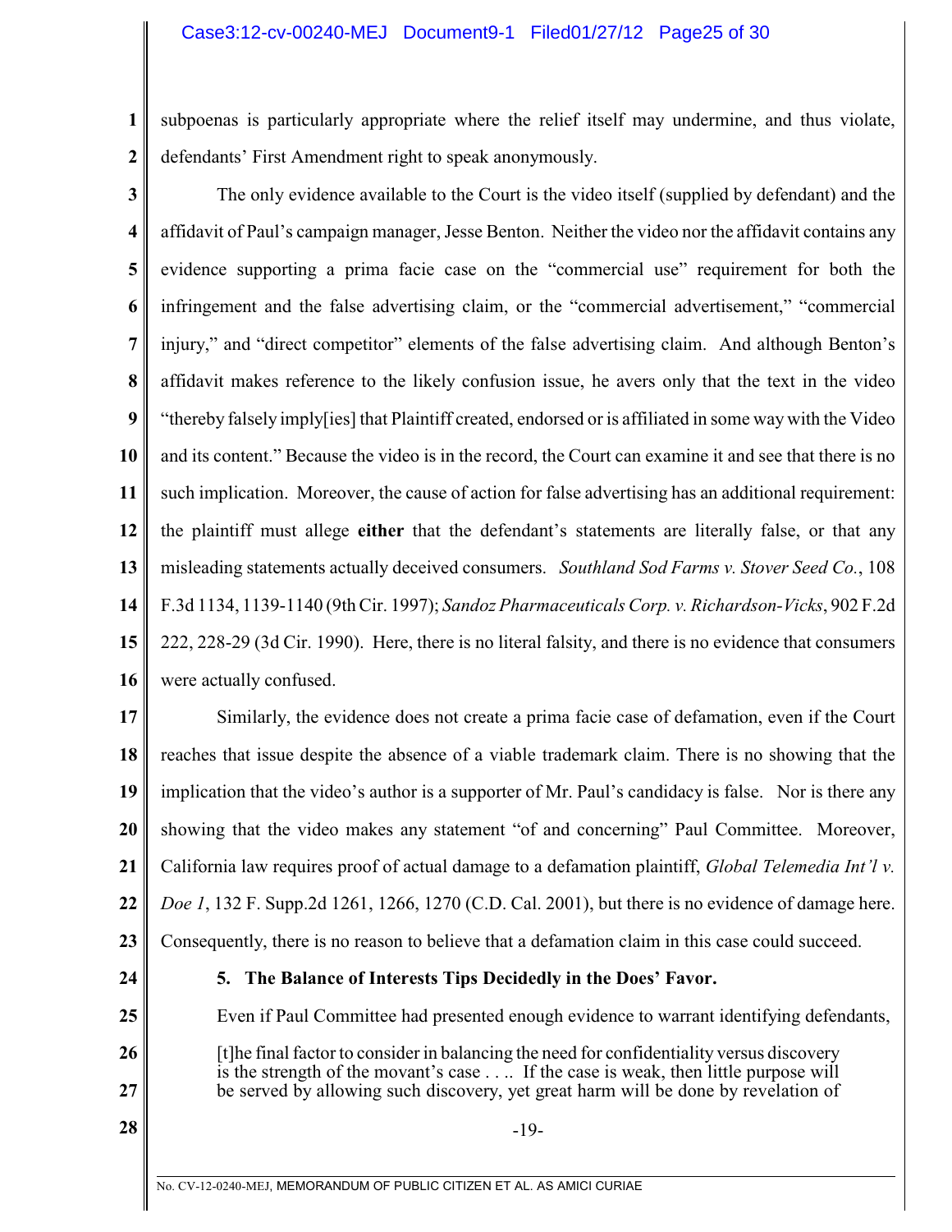subpoenas is particularly appropriate where the relief itself may undermine, and thus violate, defendants' First Amendment right to speak anonymously.

The only evidence available to the Court is the video itself (supplied by defendant) and the affidavit of Paul's campaign manager, Jesse Benton. Neither the video nor the affidavit contains any evidence supporting a prima facie case on the "commercial use" requirement for both the infringement and the false advertising claim, or the "commercial advertisement," "commercial injury," and "direct competitor" elements of the false advertising claim. And although Benton's affidavit makes reference to the likely confusion issue, he avers only that the text in the video "thereby falsely imply[ies] that Plaintiff created, endorsed or is affiliated in some way with the Video and its content." Because the video is in the record, the Court can examine it and see that there is no such implication. Moreover, the cause of action for false advertising has an additional requirement: the plaintiff must allege **either** that the defendant's statements are literally false, or that any misleading statements actually deceived consumers. *Southland Sod Farms v. Stover Seed Co.*, 108 F.3d 1134, 1139-1140 (9th Cir. 1997); *Sandoz Pharmaceuticals Corp. v. Richardson-Vicks*, 902 F.2d 222, 228-29 (3d Cir. 1990). Here, there is no literal falsity, and there is no evidence that consumers were actually confused.

Similarly, the evidence does not create a prima facie case of defamation, even if the Court reaches that issue despite the absence of a viable trademark claim. There is no showing that the implication that the video's author is a supporter of Mr. Paul's candidacy is false. Nor is there any showing that the video makes any statement "of and concerning" Paul Committee. Moreover, California law requires proof of actual damage to a defamation plaintiff, *Global Telemedia Int'l v. Doe 1*, 132 F. Supp.2d 1261, 1266, 1270 (C.D. Cal. 2001), but there is no evidence of damage here. Consequently, there is no reason to believe that a defamation claim in this case could succeed.

**5. The Balance of Interests Tips Decidedly in the Does' Favor.**

Even if Paul Committee had presented enough evidence to warrant identifying defendants,

> [t]he final factor to consider in balancing the need for confidentiality versus discovery is the strength of the movant's case . . .. If the case is weak, then little purpose will be served by allowing such discovery, yet great harm will be done by revelation of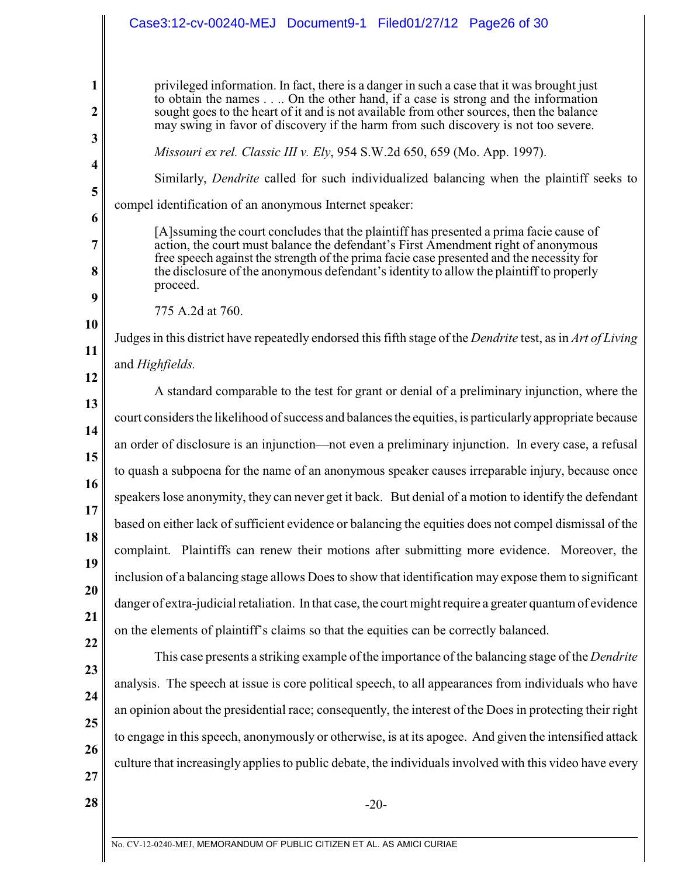> privileged information. In fact, there is a danger in such a case that it was brought just to obtain the names . . .. On the other hand, if a case is strong and the information sought goes to the heart of it and is not available from other sources, then the balance may swing in favor of discovery if the harm from such discovery is not too severe.
>
> *Missouri ex rel. Classic III v. Ely*, 954 S.W.2d 650, 659 (Mo. App. 1997).

Similarly, *Dendrite* called for such individualized balancing when the plaintiff seeks to compel identification of an anonymous Internet speaker:

> [A]ssuming the court concludes that the plaintiff has presented a prima facie cause of action, the court must balance the defendant's First Amendment right of anonymous free speech against the strength of the prima facie case presented and the necessity for the disclosure of the anonymous defendant's identity to allow the plaintiff to properly proceed.
>
> 775 A.2d at 760.

Judges in this district have repeatedly endorsed this fifth stage of the *Dendrite* test, as in *Art of Living* and *Highfields.*

A standard comparable to the test for grant or denial of a preliminary injunction, where the court considers the likelihood of success and balances the equities, is particularly appropriate because an order of disclosure is an injunction—not even a preliminary injunction. In every case, a refusal to quash a subpoena for the name of an anonymous speaker causes irreparable injury, because once speakers lose anonymity, they can never get it back. But denial of a motion to identify the defendant based on either lack of sufficient evidence or balancing the equities does not compel dismissal of the complaint. Plaintiffs can renew their motions after submitting more evidence. Moreover, the inclusion of a balancing stage allows Does to show that identification may expose them to significant danger of extra-judicial retaliation. In that case, the court might require a greater quantum of evidence on the elements of plaintiff's claims so that the equities can be correctly balanced.

This case presents a striking example of the importance of the balancing stage of the *Dendrite* analysis. The speech at issue is core political speech, to all appearances from individuals who have an opinion about the presidential race; consequently, the interest of the Does in protecting their right to engage in this speech, anonymously or otherwise, is at its apogee. And given the intensified attack culture that increasingly applies to public debate, the individuals involved with this video have every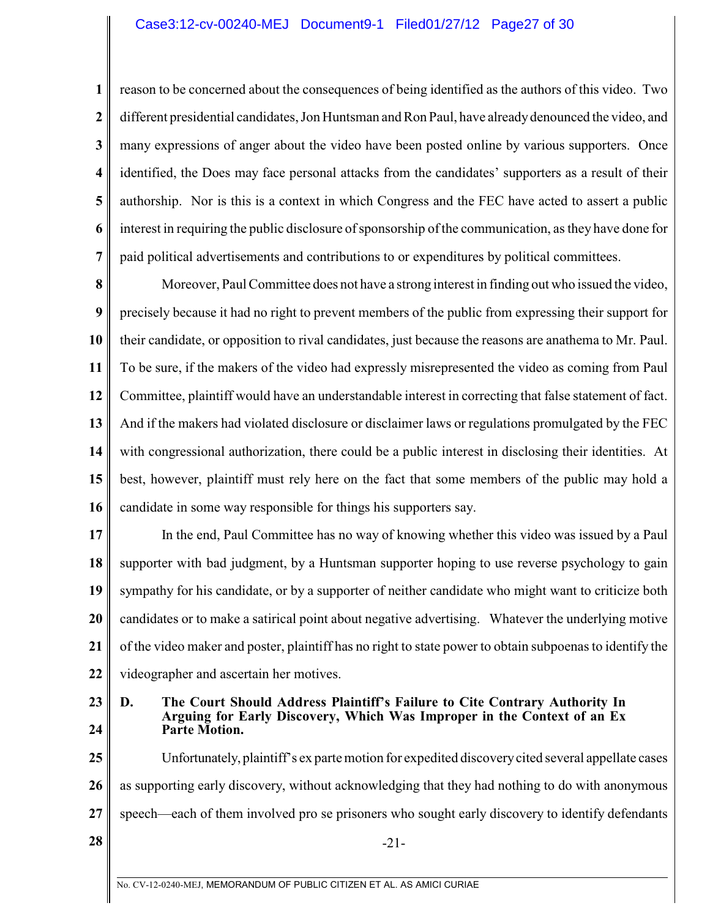reason to be concerned about the consequences of being identified as the authors of this video. Two different presidential candidates, Jon Huntsman and Ron Paul, have already denounced the video, and many expressions of anger about the video have been posted online by various supporters. Once identified, the Does may face personal attacks from the candidates' supporters as a result of their authorship. Nor is this is a context in which Congress and the FEC have acted to assert a public interest in requiring the public disclosure of sponsorship of the communication, as they have done for paid political advertisements and contributions to or expenditures by political committees.

Moreover, Paul Committee does not have a strong interest in finding out who issued the video, precisely because it had no right to prevent members of the public from expressing their support for their candidate, or opposition to rival candidates, just because the reasons are anathema to Mr. Paul. To be sure, if the makers of the video had expressly misrepresented the video as coming from Paul Committee, plaintiff would have an understandable interest in correcting that false statement of fact. And if the makers had violated disclosure or disclaimer laws or regulations promulgated by the FEC with congressional authorization, there could be a public interest in disclosing their identities. At best, however, plaintiff must rely here on the fact that some members of the public may hold a candidate in some way responsible for things his supporters say.

In the end, Paul Committee has no way of knowing whether this video was issued by a Paul supporter with bad judgment, by a Huntsman supporter hoping to use reverse psychology to gain sympathy for his candidate, or by a supporter of neither candidate who might want to criticize both candidates or to make a satirical point about negative advertising. Whatever the underlying motive of the video maker and poster, plaintiff has no right to state power to obtain subpoenas to identify the videographer and ascertain her motives.

### D. The Court Should Address Plaintiff's Failure to Cite Contrary Authority In Arguing for Early Discovery, Which Was Improper in the Context of an Ex Parte Motion.

Unfortunately, plaintiff's ex parte motion for expedited discovery cited several appellate cases as supporting early discovery, without acknowledging that they had nothing to do with anonymous speech—each of them involved pro se prisoners who sought early discovery to identify defendants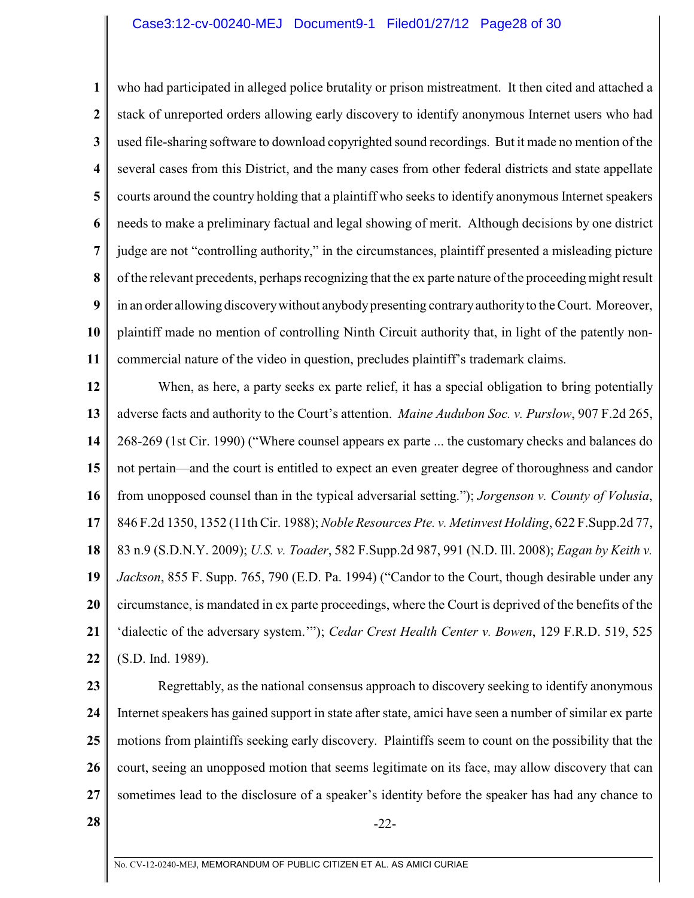who had participated in alleged police brutality or prison mistreatment. It then cited and attached a stack of unreported orders allowing early discovery to identify anonymous Internet users who had used file-sharing software to download copyrighted sound recordings. But it made no mention of the several cases from this District, and the many cases from other federal districts and state appellate courts around the country holding that a plaintiff who seeks to identify anonymous Internet speakers needs to make a preliminary factual and legal showing of merit. Although decisions by one district judge are not "controlling authority," in the circumstances, plaintiff presented a misleading picture of the relevant precedents, perhaps recognizing that the ex parte nature of the proceeding might result in an order allowing discovery without anybody presenting contrary authority to the Court. Moreover, plaintiff made no mention of controlling Ninth Circuit authority that, in light of the patently non-commercial nature of the video in question, precludes plaintiff's trademark claims.

When, as here, a party seeks ex parte relief, it has a special obligation to bring potentially adverse facts and authority to the Court's attention. *Maine Audubon Soc. v. Purslow*, 907 F.2d 265, 268-269 (1st Cir. 1990) ("Where counsel appears ex parte ... the customary checks and balances do not pertain—and the court is entitled to expect an even greater degree of thoroughness and candor from unopposed counsel than in the typical adversarial setting."); *Jorgenson v. County of Volusia*, 846 F.2d 1350, 1352 (11th Cir. 1988); *Noble Resources Pte. v. Metinvest Holding*, 622 F.Supp.2d 77, 83 n.9 (S.D.N.Y. 2009); *U.S. v. Toader*, 582 F.Supp.2d 987, 991 (N.D. Ill. 2008); *Eagan by Keith v. Jackson*, 855 F. Supp. 765, 790 (E.D. Pa. 1994) ("Candor to the Court, though desirable under any circumstance, is mandated in ex parte proceedings, where the Court is deprived of the benefits of the 'dialectic of the adversary system.'"); *Cedar Crest Health Center v. Bowen*, 129 F.R.D. 519, 525 (S.D. Ind. 1989).

Regrettably, as the national consensus approach to discovery seeking to identify anonymous Internet speakers has gained support in state after state, amici have seen a number of similar ex parte motions from plaintiffs seeking early discovery. Plaintiffs seem to count on the possibility that the court, seeing an unopposed motion that seems legitimate on its face, may allow discovery that can sometimes lead to the disclosure of a speaker's identity before the speaker has had any chance to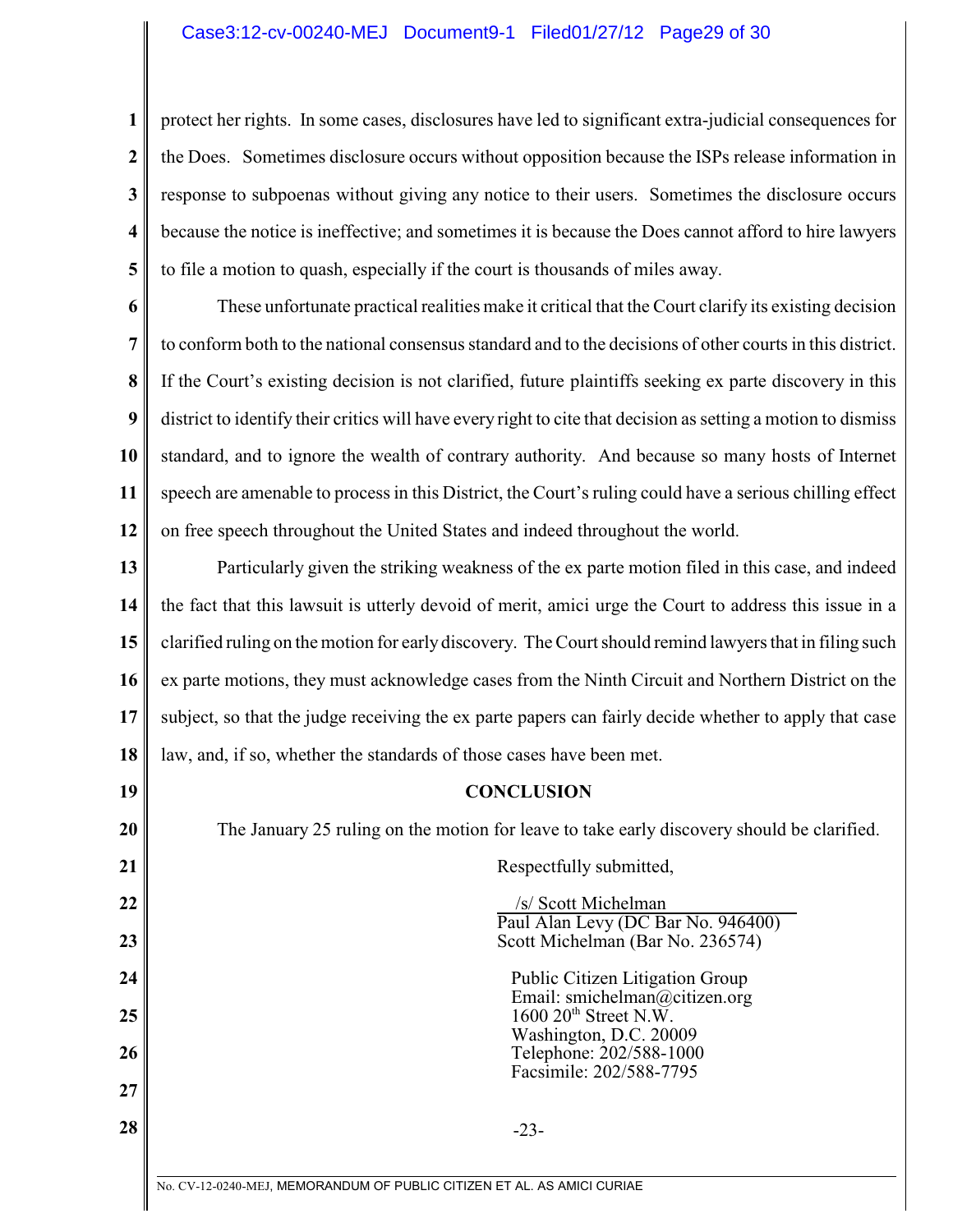protect her rights. In some cases, disclosures have led to significant extra-judicial consequences for the Does. Sometimes disclosure occurs without opposition because the ISPs release information in response to subpoenas without giving any notice to their users. Sometimes the disclosure occurs because the notice is ineffective; and sometimes it is because the Does cannot afford to hire lawyers to file a motion to quash, especially if the court is thousands of miles away.

These unfortunate practical realities make it critical that the Court clarify its existing decision to conform both to the national consensus standard and to the decisions of other courts in this district. If the Court's existing decision is not clarified, future plaintiffs seeking ex parte discovery in this district to identify their critics will have every right to cite that decision as setting a motion to dismiss standard, and to ignore the wealth of contrary authority. And because so many hosts of Internet speech are amenable to process in this District, the Court's ruling could have a serious chilling effect on free speech throughout the United States and indeed throughout the world.

Particularly given the striking weakness of the ex parte motion filed in this case, and indeed the fact that this lawsuit is utterly devoid of merit, amici urge the Court to address this issue in a clarified ruling on the motion for early discovery. The Court should remind lawyers that in filing such ex parte motions, they must acknowledge cases from the Ninth Circuit and Northern District on the subject, so that the judge receiving the ex parte papers can fairly decide whether to apply that case law, and, if so, whether the standards of those cases have been met.

## CONCLUSION

The January 25 ruling on the motion for leave to take early discovery should be clarified.

Respectfully submitted,

/s/ Scott Michelman
Paul Alan Levy (DC Bar No. 946400)
Scott Michelman (Bar No. 236574)

Public Citizen Litigation Group
Email: smichelman@citizen.org
1600 20th Street N.W.
Washington, D.C. 20009
Telephone: 202/588-1000
Facsimile: 202/588-7795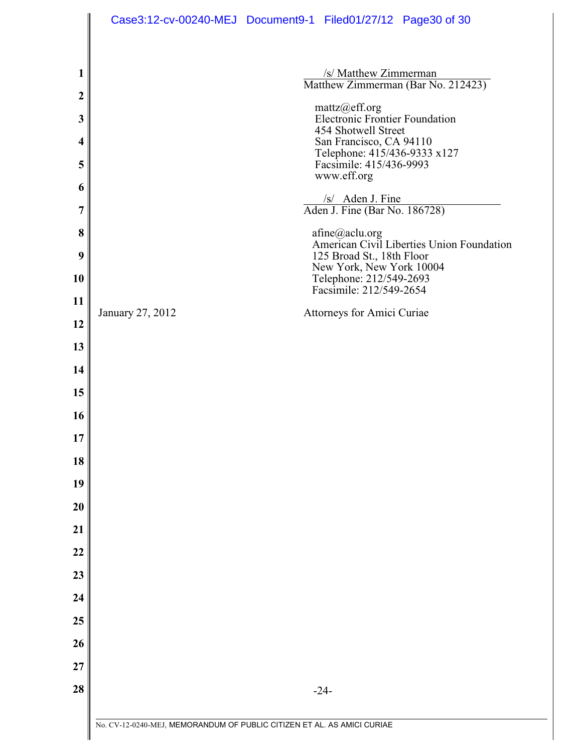/s/ Matthew Zimmerman
Matthew Zimmerman (Bar No. 212423)

mattz@eff.org
Electronic Frontier Foundation
454 Shotwell Street
San Francisco, CA 94110
Telephone: 415/436-9333 x127
Facsimile: 415/436-9993
www.eff.org

/s/ Aden J. Fine
Aden J. Fine (Bar No. 186728)

afine@aclu.org
American Civil Liberties Union Foundation
125 Broad St., 18th Floor
New York, New York 10004
Telephone: 212/549-2693
Facsimile: 212/549-2654

January 27, 2012

Attorneys for Amici Curiae